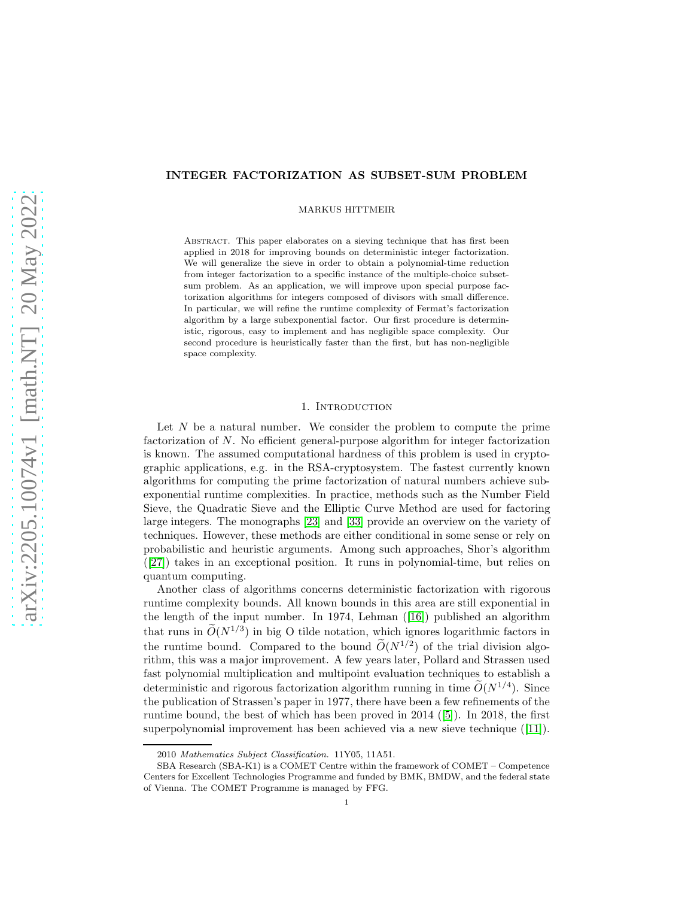# INTEGER FACTORIZATION AS SUBSET-SUM PROBLEM

MARKUS HITTMEIR

Abstract. This paper elaborates on a sieving technique that has first been applied in 2018 for improving bounds on deterministic integer factorization. We will generalize the sieve in order to obtain a polynomial-time reduction from integer factorization to a specific instance of the multiple-choice subset-sum problem. As an application, we will improve upon special purpose factorization algorithms for integers composed of divisors with small difference. In particular, we will refine the runtime complexity of Fermat's factorization algorithm by a large subexponential factor. Our first procedure is deterministic, rigorous, easy to implement and has negligible space complexity. Our second procedure is heuristically faster than the first, but has non-negligible space complexity.

## 1. Introduction

Let $N$ be a natural number. We consider the problem to compute the prime factorization of $N$. No efficient general-purpose algorithm for integer factorization is known. The assumed computational hardness of this problem is used in cryptographic applications, e.g. in the RSA-cryptosystem. The fastest currently known algorithms for computing the prime factorization of natural numbers achieve subexponential runtime complexities. In practice, methods such as the Number Field Sieve, the Quadratic Sieve and the Elliptic Curve Method are used for factoring large integers. The monographs [23] and [33] provide an overview on the variety of techniques. However, these methods are either conditional in some sense or rely on probabilistic and heuristic arguments. Among such approaches, Shor's algorithm ([27]) takes in an exceptional position. It runs in polynomial-time, but relies on quantum computing.

Another class of algorithms concerns deterministic factorization with rigorous runtime complexity bounds. All known bounds in this area are still exponential in the length of the input number. In 1974, Lehman ([16]) published an algorithm that runs in $\widetilde{O}(N^{1/3})$ in big O tilde notation, which ignores logarithmic factors in the runtime bound. Compared to the bound $\widetilde{O}(N^{1/2})$ of the trial division algorithm, this was a major improvement. A few years later, Pollard and Strassen used fast polynomial multiplication and multipoint evaluation techniques to establish a deterministic and rigorous factorization algorithm running in time $\widetilde{O}(N^{1/4})$. Since the publication of Strassen's paper in 1977, there have been a few refinements of the runtime bound, the best of which has been proved in 2014 ([5]). In 2018, the first superpolynomial improvement has been achieved via a new sieve technique ([11]).

2010 *Mathematics Subject Classification.* 11Y05, 11A51.

SBA Research (SBA-K1) is a COMET Centre within the framework of COMET – Competence Centers for Excellent Technologies Programme and funded by BMK, BMDW, and the federal state of Vienna. The COMET Programme is managed by FFG.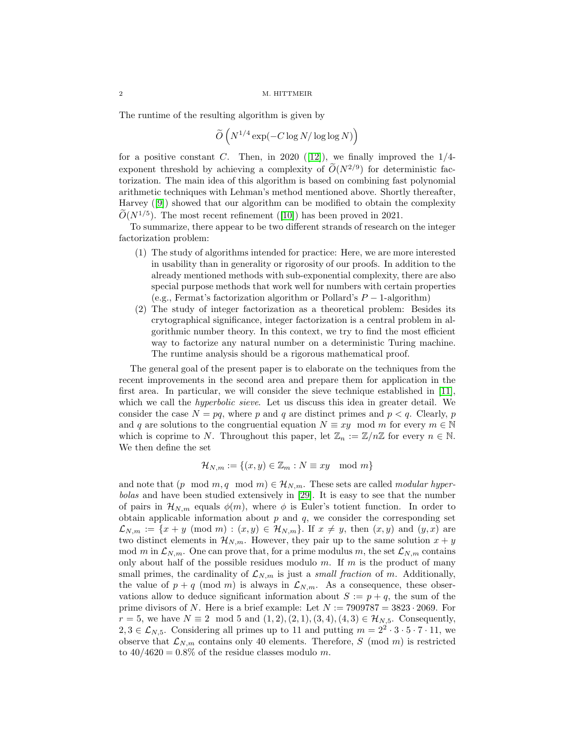The runtime of the resulting algorithm is given by

$$\widetilde{O}\left(N^{1/4}\exp(-C\log N/\log\log N)\right)$$

for a positive constant $C$. Then, in 2020 ([12]), we finally improved the 1/4-exponent threshold by achieving a complexity of $\widetilde{O}(N^{2/9})$ for deterministic factorization. The main idea of this algorithm is based on combining fast polynomial arithmetic techniques with Lehman's method mentioned above. Shortly thereafter, Harvey ([9]) showed that our algorithm can be modified to obtain the complexity $\widetilde{O}(N^{1/5})$. The most recent refinement ([10]) has been proved in 2021.

To summarize, there appear to be two different strands of research on the integer factorization problem:

1. The study of algorithms intended for practice: Here, we are more interested in usability than in generality or rigorosity of our proofs. In addition to the already mentioned methods with sub-exponential complexity, there are also special purpose methods that work well for numbers with certain properties (e.g., Fermat's factorization algorithm or Pollard's $P-1$-algorithm)
2. The study of integer factorization as a theoretical problem: Besides its crytographical significance, integer factorization is a central problem in algorithmic number theory. In this context, we try to find the most efficient way to factorize any natural number on a deterministic Turing machine. The runtime analysis should be a rigorous mathematical proof.

The general goal of the present paper is to elaborate on the techniques from the recent improvements in the second area and prepare them for application in the first area. In particular, we will consider the sieve technique established in [11], which we call the *hyperbolic sieve*. Let us discuss this idea in greater detail. We consider the case $N = pq$, where $p$ and $q$ are distinct primes and $p < q$. Clearly, $p$ and $q$ are solutions to the congruential equation $N \equiv xy \mod m$ for every $m \in \mathbb{N}$ which is coprime to $N$. Throughout this paper, let $\mathbb{Z}_n := \mathbb{Z}/n\mathbb{Z}$ for every $n \in \mathbb{N}$. We then define the set

$$\mathcal{H}_{N,m} := \{(x, y) \in \mathbb{Z}_m : N \equiv xy \mod m\}$$

and note that $(p \mod m, q \mod m) \in \mathcal{H}_{N,m}$. These sets are called *modular hyperbolas* and have been studied extensively in [29]. It is easy to see that the number of pairs in $\mathcal{H}_{N,m}$ equals $\phi(m)$, where $\phi$ is Euler's totient function. In order to obtain applicable information about $p$ and $q$, we consider the corresponding set $\mathcal{L}_{N,m} := \{x + y \pmod m : (x, y) \in \mathcal{H}_{N,m}\}$. If $x \neq y$, then $(x, y)$ and $(y, x)$ are two distinct elements in $\mathcal{H}_{N,m}$. However, they pair up to the same solution $x + y \mod m$ in $\mathcal{L}_{N,m}$. One can prove that, for a prime modulus $m$, the set $\mathcal{L}_{N,m}$ contains only about half of the possible residues modulo $m$. If $m$ is the product of many small primes, the cardinality of $\mathcal{L}_{N,m}$ is just a *small fraction* of $m$. Additionally, the value of $p + q \pmod m$ is always in $\mathcal{L}_{N,m}$. As a consequence, these observations allow to deduce significant information about $S := p + q$, the sum of the prime divisors of $N$. Here is a brief example: Let $N := 7909787 = 3823 \cdot 2069$. For $r = 5$, we have $N \equiv 2 \mod 5$ and $(1, 2), (2, 1), (3, 4), (4, 3) \in \mathcal{H}_{N,5}$. Consequently, $2, 3 \in \mathcal{L}_{N,5}$. Considering all primes up to 11 and putting $m = 2^2 \cdot 3 \cdot 5 \cdot 7 \cdot 11$, we observe that $\mathcal{L}_{N,m}$ contains only 40 elements. Therefore, $S \pmod m$ is restricted to $40/4620 = 0.8\%$ of the residue classes modulo $m$.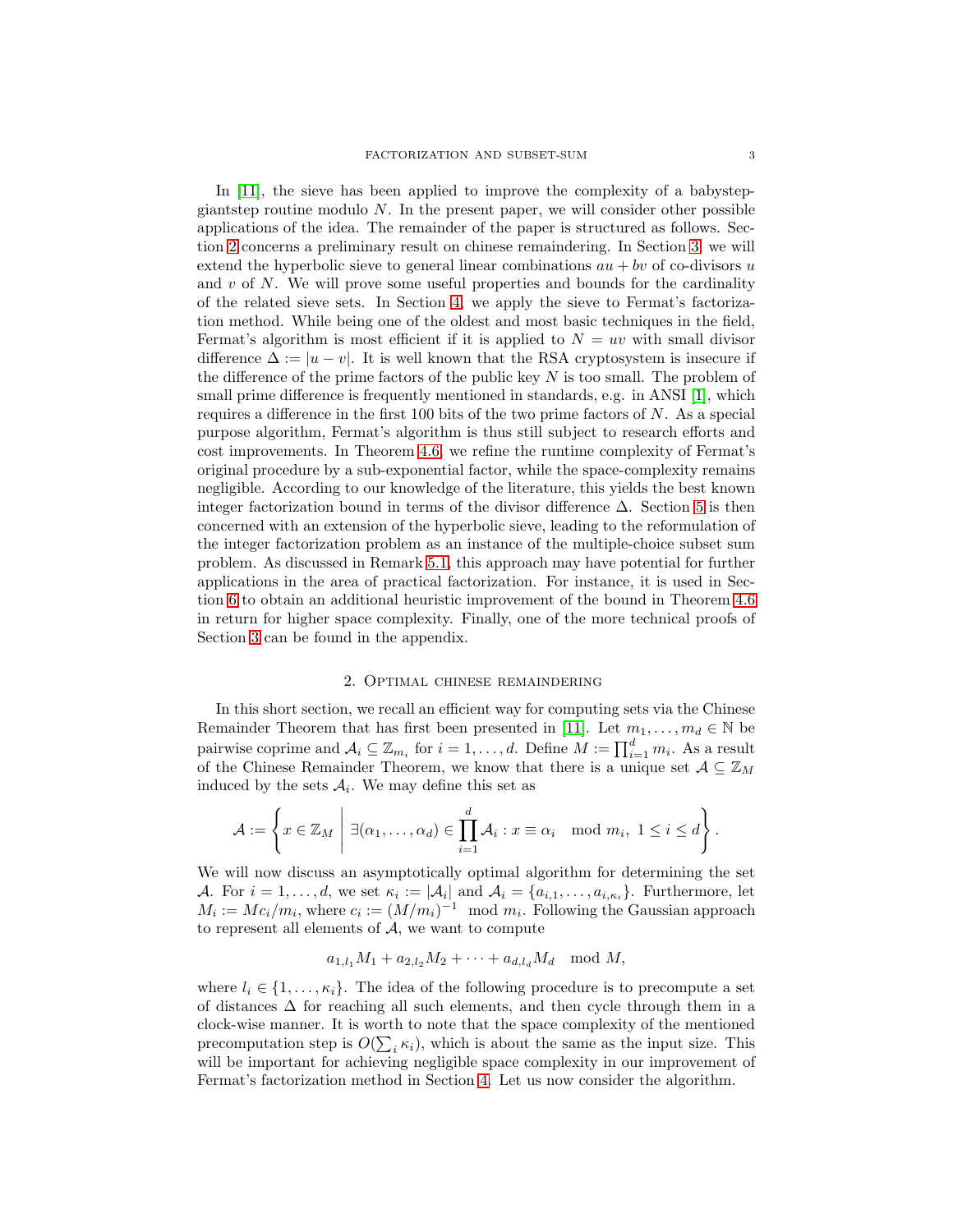In [11], the sieve has been applied to improve the complexity of a babystep-giantstep routine modulo $N$. In the present paper, we will consider other possible applications of the idea. The remainder of the paper is structured as follows. Section 2 concerns a preliminary result on chinese remaindering. In Section 3, we will extend the hyperbolic sieve to general linear combinations $au + bv$ of co-divisors $u$ and $v$ of $N$. We will prove some useful properties and bounds for the cardinality of the related sieve sets. In Section 4, we apply the sieve to Fermat's factorization method. While being one of the oldest and most basic techniques in the field, Fermat's algorithm is most efficient if it is applied to $N = uv$ with small divisor difference $\Delta := |u - v|$. It is well known that the RSA cryptosystem is insecure if the difference of the prime factors of the public key $N$ is too small. The problem of small prime difference is frequently mentioned in standards, e.g. in ANSI [1], which requires a difference in the first 100 bits of the two prime factors of $N$. As a special purpose algorithm, Fermat's algorithm is thus still subject to research efforts and cost improvements. In Theorem 4.6, we refine the runtime complexity of Fermat's original procedure by a sub-exponential factor, while the space-complexity remains negligible. According to our knowledge of the literature, this yields the best known integer factorization bound in terms of the divisor difference $\Delta$. Section 5 is then concerned with an extension of the hyperbolic sieve, leading to the reformulation of the integer factorization problem as an instance of the multiple-choice subset sum problem. As discussed in Remark 5.1, this approach may have potential for further applications in the area of practical factorization. For instance, it is used in Section 6 to obtain an additional heuristic improvement of the bound in Theorem 4.6 in return for higher space complexity. Finally, one of the more technical proofs of Section 3 can be found in the appendix.

## 2. Optimal chinese remaindering

In this short section, we recall an efficient way for computing sets via the Chinese Remainder Theorem that has first been presented in [11]. Let $m_1, \ldots, m_d \in \mathbb{N}$ be pairwise coprime and $\mathcal{A}_i \subseteq \mathbb{Z}_{m_i}$ for $i = 1, \ldots, d$. Define $M := \prod_{i=1}^{d} m_i$. As a result of the Chinese Remainder Theorem, we know that there is a unique set $\mathcal{A} \subseteq \mathbb{Z}_M$ induced by the sets $\mathcal{A}_i$. We may define this set as

$$\mathcal{A} := \left\{ x \in \mathbb{Z}_M \;\middle|\; \exists (\alpha_1, \ldots, \alpha_d) \in \prod_{i=1}^{d} \mathcal{A}_i : x \equiv \alpha_i \mod m_i,\ 1 \leq i \leq d \right\}.$$

We will now discuss an asymptotically optimal algorithm for determining the set $\mathcal{A}$. For $i = 1, \ldots, d$, we set $\kappa_i := |\mathcal{A}_i|$ and $\mathcal{A}_i = \{a_{i,1}, \ldots, a_{i,\kappa_i}\}$. Furthermore, let $M_i := Mc_i/m_i$, where $c_i := (M/m_i)^{-1} \mod m_i$. Following the Gaussian approach to represent all elements of $\mathcal{A}$, we want to compute

$$a_{1,l_1}M_1 + a_{2,l_2}M_2 + \cdots + a_{d,l_d}M_d \mod M,$$

where $l_i \in \{1, \ldots, \kappa_i\}$. The idea of the following procedure is to precompute a set of distances $\Delta$ for reaching all such elements, and then cycle through them in a clock-wise manner. It is worth to note that the space complexity of the mentioned precomputation step is $O(\sum_i \kappa_i)$, which is about the same as the input size. This will be important for achieving negligible space complexity in our improvement of Fermat's factorization method in Section 4. Let us now consider the algorithm.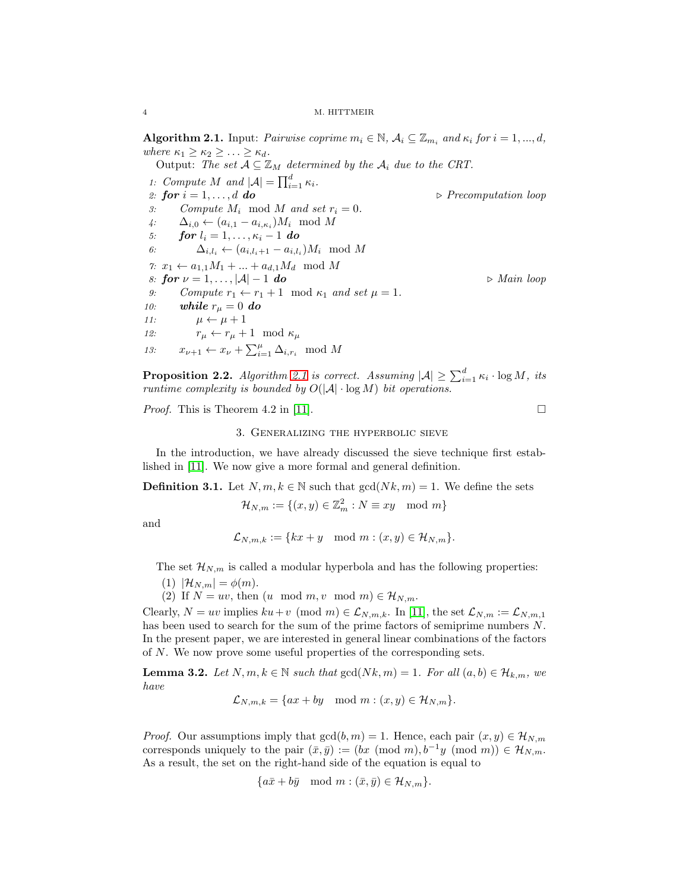**Algorithm 2.1.** Input: *Pairwise coprime* $m_i \in \mathbb{N}$, $\mathcal{A}_i \subseteq \mathbb{Z}_{m_i}$ *and* $\kappa_i$ *for* $i = 1, ..., d$, *where* $\kappa_1 \geq \kappa_2 \geq \ldots \geq \kappa_d$.

Output: *The set* $\mathcal{A} \subseteq \mathbb{Z}_M$ *determined by the* $\mathcal{A}_i$ *due to the CRT.*

```
 1: Compute M and |A| = ∏_{i=1}^{d} κ_i.
 2: for i = 1, ..., d do                                  ▷ Precomputation loop
 3:     Compute M_i mod M and set r_i = 0.
 4:     Δ_{i,0} ← (a_{i,1} − a_{i,κ_i}) M_i mod M
 5:     for l_i = 1, ..., κ_i − 1 do
 6:         Δ_{i,l_i} ← (a_{i,l_i+1} − a_{i,l_i}) M_i mod M
 7: x_1 ← a_{1,1} M_1 + ... + a_{d,1} M_d mod M
 8: for ν = 1, ..., |A| − 1 do                            ▷ Main loop
 9:     Compute r_1 ← r_1 + 1 mod κ_1 and set μ = 1.
10:     while r_μ = 0 do
11:         μ ← μ + 1
12:         r_μ ← r_μ + 1 mod κ_μ
13:     x_{ν+1} ← x_ν + Σ_{i=1}^{μ} Δ_{i,r_i} mod M
```

**Proposition 2.2.** *Algorithm 2.1 is correct. Assuming* $|\mathcal{A}| \geq \sum_{i=1}^{d} \kappa_i \cdot \log M$, *its runtime complexity is bounded by* $O(|\mathcal{A}| \cdot \log M)$ *bit operations.*

*Proof.* This is Theorem 4.2 in [11]. □

## 3. Generalizing the hyperbolic sieve

In the introduction, we have already discussed the sieve technique first established in [11]. We now give a more formal and general definition.

**Definition 3.1.** Let $N, m, k \in \mathbb{N}$ such that $\gcd(Nk, m) = 1$. We define the sets

$$\mathcal{H}_{N,m} := \{(x, y) \in \mathbb{Z}_m^2 : N \equiv xy \mod m\}$$

and

$$\mathcal{L}_{N,m,k} := \{kx + y \mod m : (x, y) \in \mathcal{H}_{N,m}\}.$$

The set $\mathcal{H}_{N,m}$ is called a modular hyperbola and has the following properties:

1. $|\mathcal{H}_{N,m}| = \phi(m)$.
2. If $N = uv$, then $(u \mod m, v \mod m) \in \mathcal{H}_{N,m}$.

Clearly, $N = uv$ implies $ku+v \pmod m \in \mathcal{L}_{N,m,k}$. In [11], the set $\mathcal{L}_{N,m} := \mathcal{L}_{N,m,1}$ has been used to search for the sum of the prime factors of semiprime numbers $N$. In the present paper, we are interested in general linear combinations of the factors of $N$. We now prove some useful properties of the corresponding sets.

**Lemma 3.2.** *Let* $N, m, k \in \mathbb{N}$ *such that* $\gcd(Nk, m) = 1$. *For all* $(a, b) \in \mathcal{H}_{k,m}$, *we have*

$$\mathcal{L}_{N,m,k} = \{ax + by \mod m : (x, y) \in \mathcal{H}_{N,m}\}.$$

*Proof.* Our assumptions imply that $\gcd(b, m) = 1$. Hence, each pair $(x, y) \in \mathcal{H}_{N,m}$ corresponds uniquely to the pair $(\bar{x}, \bar{y}) := (bx \pmod m, b^{-1}y \pmod m) \in \mathcal{H}_{N,m}$. As a result, the set on the right-hand side of the equation is equal to

$$\{a\bar{x} + b\bar{y} \mod m : (\bar{x}, \bar{y}) \in \mathcal{H}_{N,m}\}.$$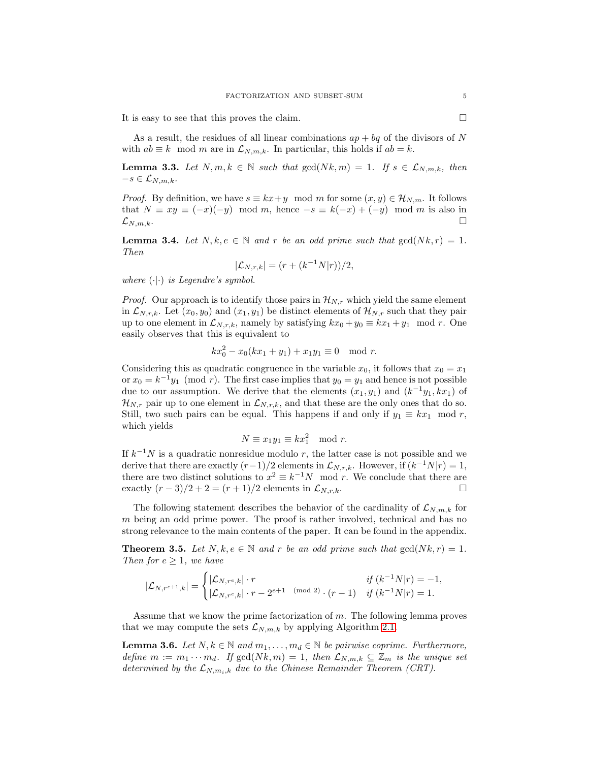It is easy to see that this proves the claim. ☐

As a result, the residues of all linear combinations $ap + bq$ of the divisors of $N$ with $ab \equiv k \mod m$ are in $\mathcal{L}_{N,m,k}$. In particular, this holds if $ab = k$.

**Lemma 3.3.** *Let $N, m, k \in \mathbb{N}$ such that $\gcd(Nk, m) = 1$. If $s \in \mathcal{L}_{N,m,k}$, then $-s \in \mathcal{L}_{N,m,k}$.*

*Proof.* By definition, we have $s \equiv kx + y \mod m$ for some $(x, y) \in \mathcal{H}_{N,m}$. It follows that $N \equiv xy \equiv (-x)(-y) \mod m$, hence $-s \equiv k(-x) + (-y) \mod m$ is also in $\mathcal{L}_{N,m,k}$. ☐

**Lemma 3.4.** *Let $N, k, e \in \mathbb{N}$ and $r$ be an odd prime such that $\gcd(Nk, r) = 1$. Then*

$$|\mathcal{L}_{N,r,k}| = (r + (k^{-1}N|r))/2,$$

*where $(\cdot|\cdot)$ is Legendre's symbol.*

*Proof.* Our approach is to identify those pairs in $\mathcal{H}_{N,r}$ which yield the same element in $\mathcal{L}_{N,r,k}$. Let $(x_0, y_0)$ and $(x_1, y_1)$ be distinct elements of $\mathcal{H}_{N,r}$ such that they pair up to one element in $\mathcal{L}_{N,r,k}$, namely by satisfying $kx_0 + y_0 \equiv kx_1 + y_1 \mod r$. One easily observes that this is equivalent to

$$kx_0^2 - x_0(kx_1 + y_1) + x_1y_1 \equiv 0 \mod r.$$

Considering this as quadratic congruence in the variable $x_0$, it follows that $x_0 = x_1$ or $x_0 = k^{-1}y_1 \pmod r$. The first case implies that $y_0 = y_1$ and hence is not possible due to our assumption. We derive that the elements $(x_1, y_1)$ and $(k^{-1}y_1, kx_1)$ of $\mathcal{H}_{N,r}$ pair up to one element in $\mathcal{L}_{N,r,k}$, and that these are the only ones that do so. Still, two such pairs can be equal. This happens if and only if $y_1 \equiv kx_1 \mod r$, which yields

$$N \equiv x_1y_1 \equiv kx_1^2 \mod r.$$

If $k^{-1}N$ is a quadratic nonresidue modulo $r$, the latter case is not possible and we derive that there are exactly $(r-1)/2$ elements in $\mathcal{L}_{N,r,k}$. However, if $(k^{-1}N|r) = 1$, there are two distinct solutions to $x^2 \equiv k^{-1}N \mod r$. We conclude that there are exactly $(r-3)/2 + 2 = (r+1)/2$ elements in $\mathcal{L}_{N,r,k}$. ☐

The following statement describes the behavior of the cardinality of $\mathcal{L}_{N,m,k}$ for $m$ being an odd prime power. The proof is rather involved, technical and has no strong relevance to the main contents of the paper. It can be found in the appendix.

**Theorem 3.5.** *Let $N, k, e \in \mathbb{N}$ and $r$ be an odd prime such that $\gcd(Nk, r) = 1$. Then for $e \geq 1$, we have*

$$|\mathcal{L}_{N,r^{e+1},k}| = \begin{cases} |\mathcal{L}_{N,r^e,k}| \cdot r & \text{if } (k^{-1}N|r) = -1, \\ |\mathcal{L}_{N,r^e,k}| \cdot r - 2^{e+1 \pmod 2} \cdot (r-1) & \text{if } (k^{-1}N|r) = 1. \end{cases}$$

Assume that we know the prime factorization of $m$. The following lemma proves that we may compute the sets $\mathcal{L}_{N,m,k}$ by applying Algorithm 2.1.

**Lemma 3.6.** *Let $N, k \in \mathbb{N}$ and $m_1, \ldots, m_d \in \mathbb{N}$ be pairwise coprime. Furthermore, define $m := m_1 \cdots m_d$. If $\gcd(Nk, m) = 1$, then $\mathcal{L}_{N,m,k} \subseteq \mathbb{Z}_m$ is the unique set determined by the $\mathcal{L}_{N,m_i,k}$ due to the Chinese Remainder Theorem (CRT).*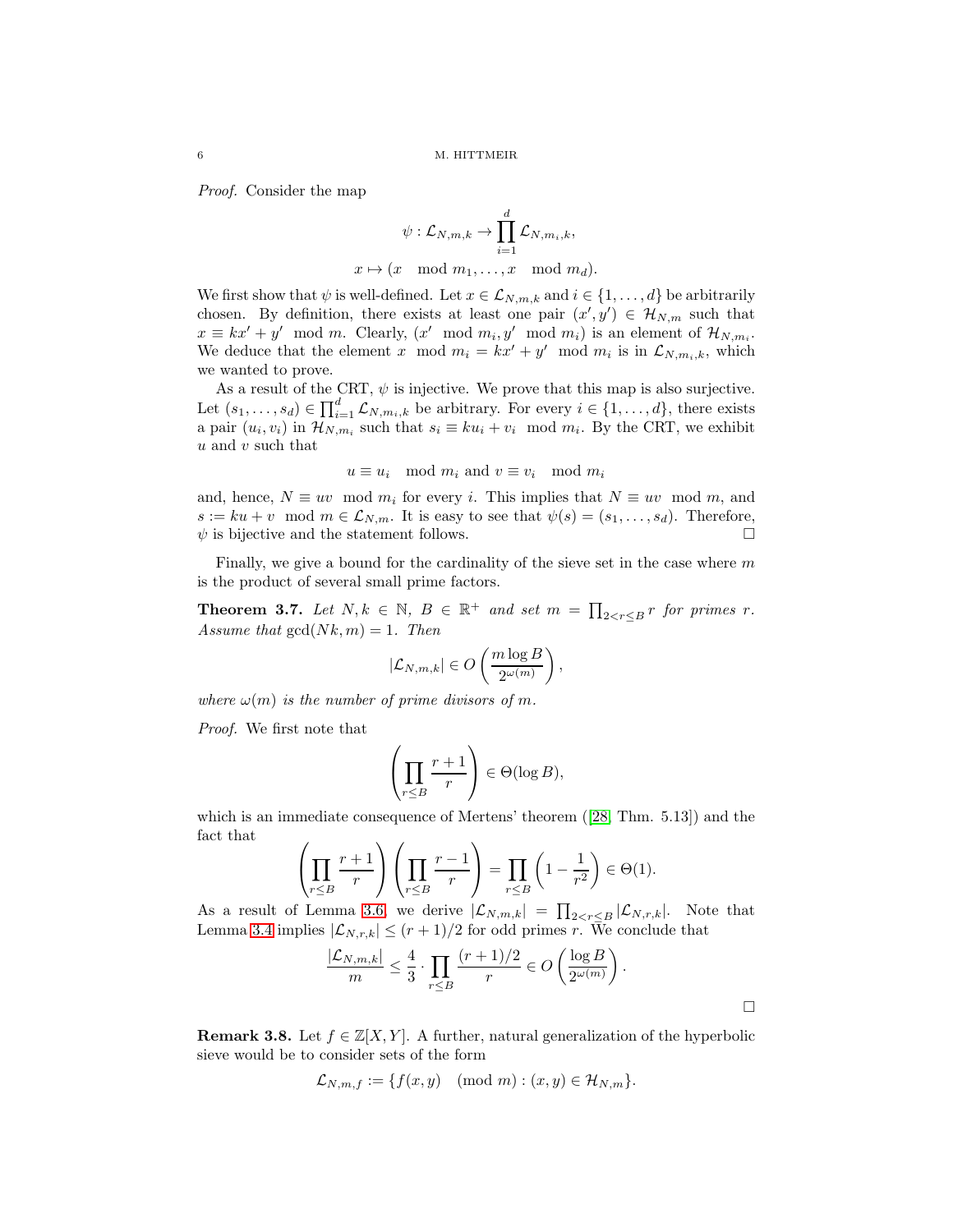*Proof.* Consider the map

$$\psi : \mathcal{L}_{N,m,k} \to \prod_{i=1}^{d} \mathcal{L}_{N,m_i,k},$$
$$x \mapsto (x \mod m_1, \ldots, x \mod m_d).$$

We first show that $\psi$ is well-defined. Let $x \in \mathcal{L}_{N,m,k}$ and $i \in \{1, \ldots, d\}$ be arbitrarily chosen. By definition, there exists at least one pair $(x', y') \in \mathcal{H}_{N,m}$ such that $x \equiv kx' + y' \mod m$. Clearly, $(x' \mod m_i, y' \mod m_i)$ is an element of $\mathcal{H}_{N,m_i}$. We deduce that the element $x \mod m_i = kx' + y' \mod m_i$ is in $\mathcal{L}_{N,m_i,k}$, which we wanted to prove.

As a result of the CRT, $\psi$ is injective. We prove that this map is also surjective. Let $(s_1, \ldots, s_d) \in \prod_{i=1}^{d} \mathcal{L}_{N,m_i,k}$ be arbitrary. For every $i \in \{1, \ldots, d\}$, there exists a pair $(u_i, v_i)$ in $\mathcal{H}_{N,m_i}$ such that $s_i \equiv ku_i + v_i \mod m_i$. By the CRT, we exhibit $u$ and $v$ such that

$$u \equiv u_i \mod m_i \text{ and } v \equiv v_i \mod m_i$$

and, hence, $N \equiv uv \mod m_i$ for every $i$. This implies that $N \equiv uv \mod m$, and $s := ku + v \mod m \in \mathcal{L}_{N,m}$. It is easy to see that $\psi(s) = (s_1, \ldots, s_d)$. Therefore, $\psi$ is bijective and the statement follows. $\square$

Finally, we give a bound for the cardinality of the sieve set in the case where $m$ is the product of several small prime factors.

**Theorem 3.7.** *Let $N, k \in \mathbb{N}$, $B \in \mathbb{R}^+$ and set $m = \prod_{2<r\leq B} r$ for primes $r$. Assume that $\gcd(Nk, m) = 1$. Then*

$$|\mathcal{L}_{N,m,k}| \in O\left(\frac{m \log B}{2^{\omega(m)}}\right),$$

*where $\omega(m)$ is the number of prime divisors of $m$.*

*Proof.* We first note that

$$\left(\prod_{r\leq B} \frac{r+1}{r}\right) \in \Theta(\log B),$$

which is an immediate consequence of Mertens' theorem ([28, Thm. 5.13]) and the fact that

$$\left(\prod_{r\leq B} \frac{r+1}{r}\right)\left(\prod_{r\leq B} \frac{r-1}{r}\right) = \prod_{r\leq B}\left(1 - \frac{1}{r^2}\right) \in \Theta(1).$$

As a result of Lemma 3.6, we derive $|\mathcal{L}_{N,m,k}| = \prod_{2<r\leq B} |\mathcal{L}_{N,r,k}|$. Note that Lemma 3.4 implies $|\mathcal{L}_{N,r,k}| \leq (r+1)/2$ for odd primes $r$. We conclude that

$$\frac{|\mathcal{L}_{N,m,k}|}{m} \leq \frac{4}{3} \cdot \prod_{r\leq B} \frac{(r+1)/2}{r} \in O\left(\frac{\log B}{2^{\omega(m)}}\right).$$

$\square$

**Remark 3.8.** Let $f \in \mathbb{Z}[X, Y]$. A further, natural generalization of the hyperbolic sieve would be to consider sets of the form

$$\mathcal{L}_{N,m,f} := \{f(x, y) \pmod m) : (x, y) \in \mathcal{H}_{N,m}\}.$$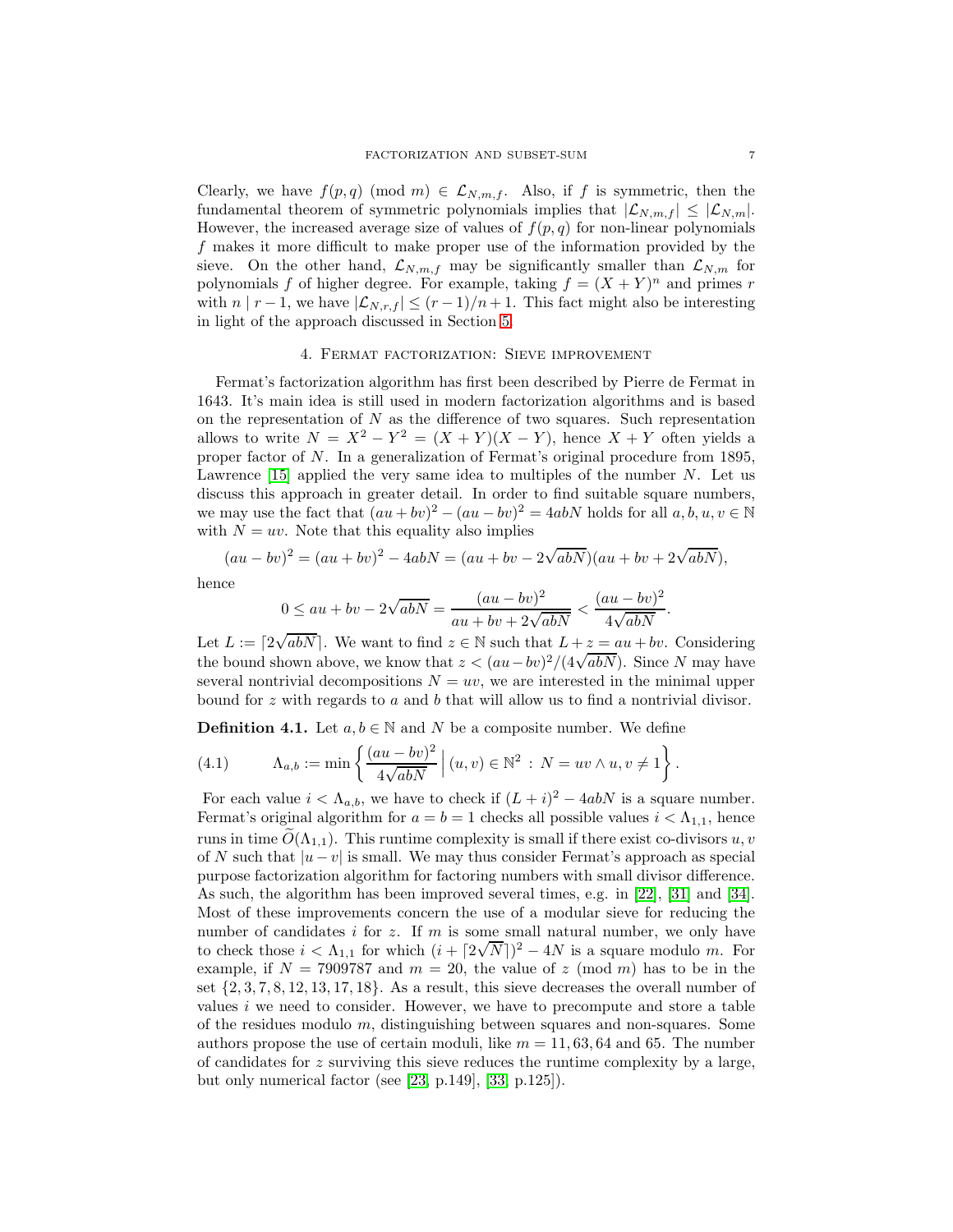Clearly, we have $f(p, q) \pmod{m} \in \mathcal{L}_{N,m,f}$. Also, if $f$ is symmetric, then the fundamental theorem of symmetric polynomials implies that $|\mathcal{L}_{N,m,f}| \le |\mathcal{L}_{N,m}|$. However, the increased average size of values of $f(p, q)$ for non-linear polynomials $f$ makes it more difficult to make proper use of the information provided by the sieve. On the other hand, $\mathcal{L}_{N,m,f}$ may be significantly smaller than $\mathcal{L}_{N,m}$ for polynomials $f$ of higher degree. For example, taking $f = (X+Y)^n$ and primes $r$ with $n \mid r-1$, we have $|\mathcal{L}_{N,r,f}| \le (r-1)/n + 1$. This fact might also be interesting in light of the approach discussed in Section 5.

## 4. Fermat factorization: Sieve improvement

Fermat's factorization algorithm has first been described by Pierre de Fermat in 1643. It's main idea is still used in modern factorization algorithms and is based on the representation of $N$ as the difference of two squares. Such representation allows to write $N = X^2 - Y^2 = (X+Y)(X-Y)$, hence $X+Y$ often yields a proper factor of $N$. In a generalization of Fermat's original procedure from 1895, Lawrence [15] applied the very same idea to multiples of the number $N$. Let us discuss this approach in greater detail. In order to find suitable square numbers, we may use the fact that $(au+bv)^2 - (au-bv)^2 = 4abN$ holds for all $a, b, u, v \in \mathbb{N}$ with $N = uv$. Note that this equality also implies

$$(au-bv)^2 = (au+bv)^2 - 4abN = (au+bv-2\sqrt{abN})(au+bv+2\sqrt{abN}),$$

hence

$$0 \le au+bv-2\sqrt{abN} = \frac{(au-bv)^2}{au+bv+2\sqrt{abN}} < \frac{(au-bv)^2}{4\sqrt{abN}}.$$

Let $L := \lceil 2\sqrt{abN} \rceil$. We want to find $z \in \mathbb{N}$ such that $L + z = au + bv$. Considering the bound shown above, we know that $z < (au-bv)^2/(4\sqrt{abN})$. Since $N$ may have several nontrivial decompositions $N = uv$, we are interested in the minimal upper bound for $z$ with regards to $a$ and $b$ that will allow us to find a nontrivial divisor.

**Definition 4.1.** Let $a, b \in \mathbb{N}$ and $N$ be a composite number. We define

$$\Lambda_{a,b} := \min\left\{ \frac{(au-bv)^2}{4\sqrt{abN}} \,\Big|\, (u,v) \in \mathbb{N}^2 : N = uv \wedge u, v \neq 1 \right\}. \tag{4.1}$$

For each value $i < \Lambda_{a,b}$, we have to check if $(L+i)^2 - 4abN$ is a square number. Fermat's original algorithm for $a = b = 1$ checks all possible values $i < \Lambda_{1,1}$, hence runs in time $\widetilde{O}(\Lambda_{1,1})$. This runtime complexity is small if there exist co-divisors $u, v$ of $N$ such that $|u-v|$ is small. We may thus consider Fermat's approach as special purpose factorization algorithm for factoring numbers with small divisor difference. As such, the algorithm has been improved several times, e.g. in [22], [31] and [34]. Most of these improvements concern the use of a modular sieve for reducing the number of candidates $i$ for $z$. If $m$ is some small natural number, we only have to check those $i < \Lambda_{1,1}$ for which $(i + \lceil 2\sqrt{N} \rceil)^2 - 4N$ is a square modulo $m$. For example, if $N = 7909787$ and $m = 20$, the value of $z \pmod{m}$ has to be in the set $\{2, 3, 7, 8, 12, 13, 17, 18\}$. As a result, this sieve decreases the overall number of values $i$ we need to consider. However, we have to precompute and store a table of the residues modulo $m$, distinguishing between squares and non-squares. Some authors propose the use of certain moduli, like $m = 11, 63, 64$ and $65$. The number of candidates for $z$ surviving this sieve reduces the runtime complexity by a large, but only numerical factor (see [23, p.149], [33, p.125]).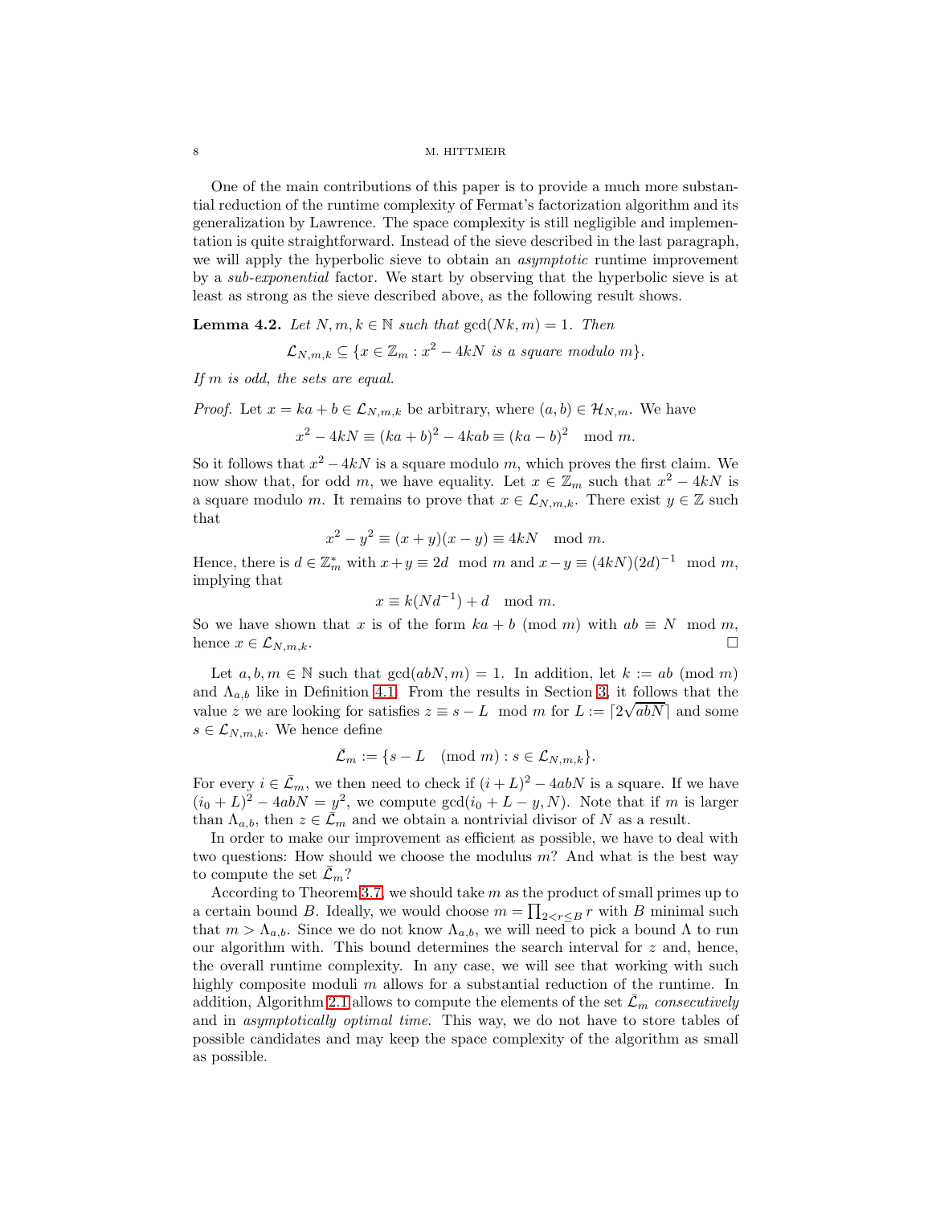One of the main contributions of this paper is to provide a much more substantial reduction of the runtime complexity of Fermat's factorization algorithm and its generalization by Lawrence. The space complexity is still negligible and implementation is quite straightforward. Instead of the sieve described in the last paragraph, we will apply the hyperbolic sieve to obtain an *asymptotic* runtime improvement by a *sub-exponential* factor. We start by observing that the hyperbolic sieve is at least as strong as the sieve described above, as the following result shows.

**Lemma 4.2.** *Let $N, m, k \in \mathbb{N}$ such that $\gcd(Nk, m) = 1$. Then*

$$\mathcal{L}_{N,m,k} \subseteq \{x \in \mathbb{Z}_m : x^2 - 4kN \text{ is a square modulo } m\}.$$

*If $m$ is odd, the sets are equal.*

*Proof.* Let $x = ka + b \in \mathcal{L}_{N,m,k}$ be arbitrary, where $(a, b) \in \mathcal{H}_{N,m}$. We have

$$x^2 - 4kN \equiv (ka + b)^2 - 4kab \equiv (ka - b)^2 \mod m.$$

So it follows that $x^2 - 4kN$ is a square modulo $m$, which proves the first claim. We now show that, for odd $m$, we have equality. Let $x \in \mathbb{Z}_m$ such that $x^2 - 4kN$ is a square modulo $m$. It remains to prove that $x \in \mathcal{L}_{N,m,k}$. There exist $y \in \mathbb{Z}$ such that

$$x^2 - y^2 \equiv (x + y)(x - y) \equiv 4kN \mod m.$$

Hence, there is $d \in \mathbb{Z}_m^*$ with $x + y \equiv 2d \mod m$ and $x - y \equiv (4kN)(2d)^{-1} \mod m$, implying that

$$x \equiv k(Nd^{-1}) + d \mod m.$$

So we have shown that $x$ is of the form $ka + b \pmod m$ with $ab \equiv N \mod m$, hence $x \in \mathcal{L}_{N,m,k}$. $\square$

Let $a, b, m \in \mathbb{N}$ such that $\gcd(abN, m) = 1$. In addition, let $k := ab \pmod m$ and $\Lambda_{a,b}$ like in Definition 4.1. From the results in Section 3, it follows that the value $z$ we are looking for satisfies $z \equiv s - L \mod m$ for $L := \lceil 2\sqrt{abN} \rceil$ and some $s \in \mathcal{L}_{N,m,k}$. We hence define

$$\bar{\mathcal{L}}_m := \{s - L \pmod m : s \in \mathcal{L}_{N,m,k}\}.$$

For every $i \in \bar{\mathcal{L}}_m$, we then need to check if $(i + L)^2 - 4abN$ is a square. If we have $(i_0 + L)^2 - 4abN = y^2$, we compute $\gcd(i_0 + L - y, N)$. Note that if $m$ is larger than $\Lambda_{a,b}$, then $z \in \bar{\mathcal{L}}_m$ and we obtain a nontrivial divisor of $N$ as a result.

In order to make our improvement as efficient as possible, we have to deal with two questions: How should we choose the modulus $m$? And what is the best way to compute the set $\bar{\mathcal{L}}_m$?

According to Theorem 3.7, we should take $m$ as the product of small primes up to a certain bound $B$. Ideally, we would choose $m = \prod_{2<r\leq B} r$ with $B$ minimal such that $m > \Lambda_{a,b}$. Since we do not know $\Lambda_{a,b}$, we will need to pick a bound $\Lambda$ to run our algorithm with. This bound determines the search interval for $z$ and, hence, the overall runtime complexity. In any case, we will see that working with such highly composite moduli $m$ allows for a substantial reduction of the runtime. In addition, Algorithm 2.1 allows to compute the elements of the set $\bar{\mathcal{L}}_m$ *consecutively* and in *asymptotically optimal time*. This way, we do not have to store tables of possible candidates and may keep the space complexity of the algorithm as small as possible.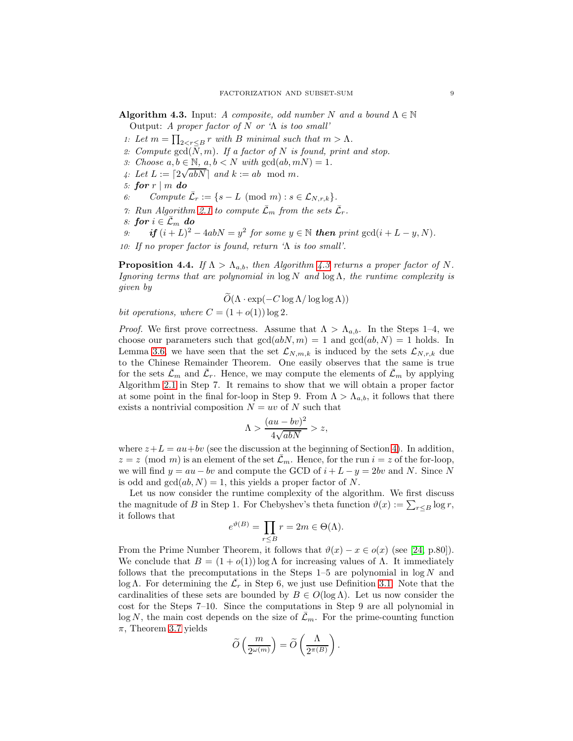**Algorithm 4.3.** Input: *A composite, odd number $N$ and a bound $\Lambda \in \mathbb{N}$*
Output: *A proper factor of $N$ or '$\Lambda$ is too small'*

1: *Let $m = \prod_{2<r\leq B} r$ with $B$ minimal such that $m > \Lambda$.*
2: *Compute $\gcd(N, m)$. If a factor of $N$ is found, print and stop.*
3: *Choose $a, b \in \mathbb{N}$, $a, b < N$ with $\gcd(ab, mN) = 1$.*
4: *Let $L := \lceil 2\sqrt{abN} \rceil$ and $k := ab \mod m$.*
5: ***for** $r \mid m$ **do***
6: *Compute $\bar{\mathcal{L}}_r := \{s - L \pmod m : s \in \mathcal{L}_{N,r,k}\}$.*
7: *Run Algorithm 2.1 to compute $\bar{\mathcal{L}}_m$ from the sets $\bar{\mathcal{L}}_r$.*
8: ***for** $i \in \bar{\mathcal{L}}_m$ **do***
9: ***if** $(i+L)^2 - 4abN = y^2$ for some $y \in \mathbb{N}$ **then** print $\gcd(i + L - y, N)$.*
10: *If no proper factor is found, return '$\Lambda$ is too small'.*

**Proposition 4.4.** *If $\Lambda > \Lambda_{a,b}$, then Algorithm 4.3 returns a proper factor of $N$. Ignoring terms that are polynomial in $\log N$ and $\log \Lambda$, the runtime complexity is given by*

$$\widetilde{O}(\Lambda \cdot \exp(-C \log \Lambda / \log\log \Lambda))$$

*bit operations, where $C = (1 + o(1)) \log 2$.*

*Proof.* We first prove correctness. Assume that $\Lambda > \Lambda_{a,b}$. In the Steps 1–4, we choose our parameters such that $\gcd(abN, m) = 1$ and $\gcd(ab, N) = 1$ holds. In Lemma 3.6, we have seen that the set $\mathcal{L}_{N,m,k}$ is induced by the sets $\mathcal{L}_{N,r,k}$ due to the Chinese Remainder Theorem. One easily observes that the same is true for the sets $\bar{\mathcal{L}}_m$ and $\bar{\mathcal{L}}_r$. Hence, we may compute the elements of $\bar{\mathcal{L}}_m$ by applying Algorithm 2.1 in Step 7. It remains to show that we will obtain a proper factor at some point in the final for-loop in Step 9. From $\Lambda > \Lambda_{a,b}$, it follows that there exists a nontrivial composition $N = uv$ of $N$ such that

$$\Lambda > \frac{(au - bv)^2}{4\sqrt{abN}} > z,$$

where $z + L = au + bv$ (see the discussion at the beginning of Section 4). In addition, $z = z \pmod m$ is an element of the set $\bar{\mathcal{L}}_m$. Hence, for the run $i = z$ of the for-loop, we will find $y = au - bv$ and compute the GCD of $i + L - y = 2bv$ and $N$. Since $N$ is odd and $\gcd(ab, N) = 1$, this yields a proper factor of $N$.

Let us now consider the runtime complexity of the algorithm. We first discuss the magnitude of $B$ in Step 1. For Chebyshev's theta function $\vartheta(x) := \sum_{r\leq B} \log r$, it follows that

$$e^{\vartheta(B)} = \prod_{r\leq B} r = 2m \in \Theta(\Lambda).$$

From the Prime Number Theorem, it follows that $\vartheta(x) - x \in o(x)$ (see [24, p.80]). We conclude that $B = (1 + o(1)) \log \Lambda$ for increasing values of $\Lambda$. It immediately follows that the precomputations in the Steps 1–5 are polynomial in $\log N$ and $\log \Lambda$. For determining the $\bar{\mathcal{L}}_r$ in Step 6, we just use Definition 3.1. Note that the cardinalities of these sets are bounded by $B \in O(\log \Lambda)$. Let us now consider the cost for the Steps 7–10. Since the computations in Step 9 are all polynomial in $\log N$, the main cost depends on the size of $\bar{\mathcal{L}}_m$. For the prime-counting function $\pi$, Theorem 3.7 yields

$$\widetilde{O}\left(\frac{m}{2^{\omega(m)}}\right) = \widetilde{O}\left(\frac{\Lambda}{2^{\pi(B)}}\right).$$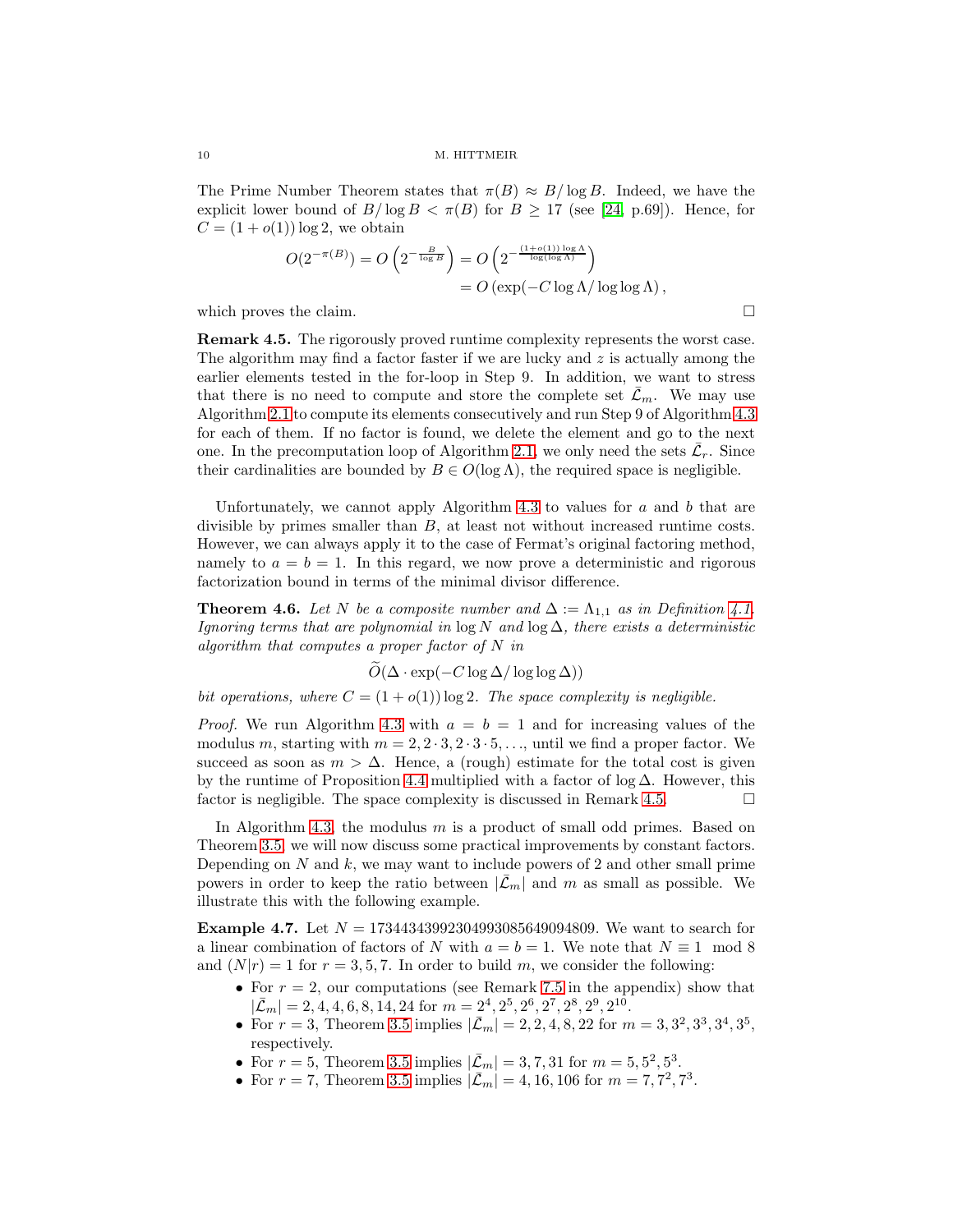The Prime Number Theorem states that $\pi(B) \approx B/\log B$. Indeed, we have the explicit lower bound of $B/\log B < \pi(B)$ for $B \geq 17$ (see [24, p.69]). Hence, for $C = (1 + o(1)) \log 2$, we obtain

$$
\begin{aligned}
O(2^{-\pi(B)}) = O\left(2^{-\frac{B}{\log B}}\right) &= O\left(2^{-\frac{(1+o(1))\log \Lambda}{\log(\log \Lambda)}}\right) \\
&= O\left(\exp(-C \log \Lambda / \log\log \Lambda\right),
\end{aligned}
$$

which proves the claim. □

**Remark 4.5.** The rigorously proved runtime complexity represents the worst case. The algorithm may find a factor faster if we are lucky and $z$ is actually among the earlier elements tested in the for-loop in Step 9. In addition, we want to stress that there is no need to compute and store the complete set $\bar{\mathcal{L}}_m$. We may use Algorithm 2.1 to compute its elements consecutively and run Step 9 of Algorithm 4.3 for each of them. If no factor is found, we delete the element and go to the next one. In the precomputation loop of Algorithm 2.1, we only need the sets $\bar{\mathcal{L}}_r$. Since their cardinalities are bounded by $B \in O(\log \Lambda)$, the required space is negligible.

Unfortunately, we cannot apply Algorithm 4.3 to values for $a$ and $b$ that are divisible by primes smaller than $B$, at least not without increased runtime costs. However, we can always apply it to the case of Fermat's original factoring method, namely to $a = b = 1$. In this regard, we now prove a deterministic and rigorous factorization bound in terms of the minimal divisor difference.

**Theorem 4.6.** *Let $N$ be a composite number and $\Delta := \Lambda_{1,1}$ as in Definition 4.1. Ignoring terms that are polynomial in $\log N$ and $\log \Delta$, there exists a deterministic algorithm that computes a proper factor of $N$ in*

$$
\widetilde{O}(\Delta \cdot \exp(-C \log \Delta / \log\log \Delta))
$$

*bit operations, where $C = (1 + o(1)) \log 2$. The space complexity is negligible.*

*Proof.* We run Algorithm 4.3 with $a = b = 1$ and for increasing values of the modulus $m$, starting with $m = 2, 2 \cdot 3, 2 \cdot 3 \cdot 5, \ldots$, until we find a proper factor. We succeed as soon as $m > \Delta$. Hence, a (rough) estimate for the total cost is given by the runtime of Proposition 4.4 multiplied with a factor of $\log \Delta$. However, this factor is negligible. The space complexity is discussed in Remark 4.5. □

In Algorithm 4.3, the modulus $m$ is a product of small odd primes. Based on Theorem 3.5, we will now discuss some practical improvements by constant factors. Depending on $N$ and $k$, we may want to include powers of 2 and other small prime powers in order to keep the ratio between $|\bar{\mathcal{L}}_m|$ and $m$ as small as possible. We illustrate this with the following example.

**Example 4.7.** Let $N = 1734434399230499308564909 4809$. We want to search for a linear combination of factors of $N$ with $a = b = 1$. We note that $N \equiv 1 \mod 8$ and $(N|r) = 1$ for $r = 3, 5, 7$. In order to build $m$, we consider the following:

- For $r = 2$, our computations (see Remark 7.5 in the appendix) show that $|\bar{\mathcal{L}}_m| = 2, 4, 4, 6, 8, 14, 24$ for $m = 2^4, 2^5, 2^6, 2^7, 2^8, 2^9, 2^{10}$.
- For $r = 3$, Theorem 3.5 implies $|\bar{\mathcal{L}}_m| = 2, 2, 4, 8, 22$ for $m = 3, 3^2, 3^3, 3^4, 3^5$, respectively.
- For $r = 5$, Theorem 3.5 implies $|\bar{\mathcal{L}}_m| = 3, 7, 31$ for $m = 5, 5^2, 5^3$.
- For $r = 7$, Theorem 3.5 implies $|\bar{\mathcal{L}}_m| = 4, 16, 106$ for $m = 7, 7^2, 7^3$.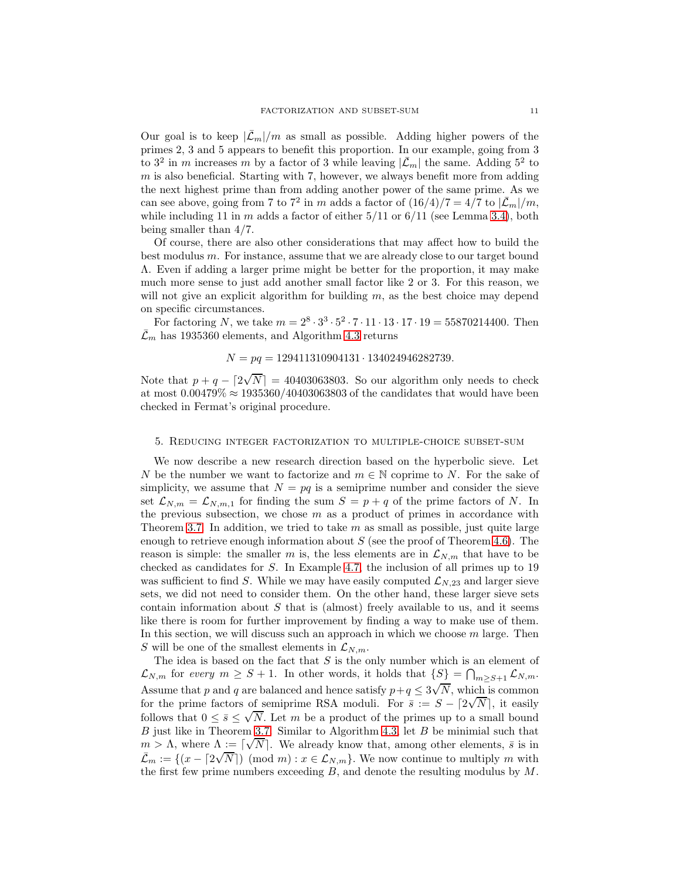Our goal is to keep $|\bar{\mathcal{L}}_m|/m$ as small as possible. Adding higher powers of the primes 2, 3 and 5 appears to benefit this proportion. In our example, going from 3 to $3^2$ in $m$ increases $m$ by a factor of 3 while leaving $|\bar{\mathcal{L}}_m|$ the same. Adding $5^2$ to $m$ is also beneficial. Starting with 7, however, we always benefit more from adding the next highest prime than from adding another power of the same prime. As we can see above, going from 7 to $7^2$ in $m$ adds a factor of $(16/4)/7 = 4/7$ to $|\bar{\mathcal{L}}_m|/m$, while including 11 in $m$ adds a factor of either $5/11$ or $6/11$ (see Lemma 3.4), both being smaller than $4/7$.

Of course, there are also other considerations that may affect how to build the best modulus $m$. For instance, assume that we are already close to our target bound $\Lambda$. Even if adding a larger prime might be better for the proportion, it may make much more sense to just add another small factor like 2 or 3. For this reason, we will not give an explicit algorithm for building $m$, as the best choice may depend on specific circumstances.

For factoring $N$, we take $m = 2^8 \cdot 3^3 \cdot 5^2 \cdot 7 \cdot 11 \cdot 13 \cdot 17 \cdot 19 = 55870214400$. Then $\bar{\mathcal{L}}_m$ has 1935360 elements, and Algorithm 4.3 returns

$$N = pq = 129411310904131 \cdot 134024946282739.$$

Note that $p + q - \lceil 2\sqrt{N} \rceil = 40403063803$. So our algorithm only needs to check at most $0.00479\% \approx 1935360/40403063803$ of the candidates that would have been checked in Fermat's original procedure.

## 5. Reducing integer factorization to multiple-choice subset-sum

We now describe a new research direction based on the hyperbolic sieve. Let $N$ be the number we want to factorize and $m \in \mathbb{N}$ coprime to $N$. For the sake of simplicity, we assume that $N = pq$ is a semiprime number and consider the sieve set $\mathcal{L}_{N,m} = \mathcal{L}_{N,m,1}$ for finding the sum $S = p + q$ of the prime factors of $N$. In the previous subsection, we chose $m$ as a product of primes in accordance with Theorem 3.7. In addition, we tried to take $m$ as small as possible, just quite large enough to retrieve enough information about $S$ (see the proof of Theorem 4.6). The reason is simple: the smaller $m$ is, the less elements are in $\mathcal{L}_{N,m}$ that have to be checked as candidates for $S$. In Example 4.7, the inclusion of all primes up to 19 was sufficient to find $S$. While we may have easily computed $\mathcal{L}_{N,23}$ and larger sieve sets, we did not need to consider them. On the other hand, these larger sieve sets contain information about $S$ that is (almost) freely available to us, and it seems like there is room for further improvement by finding a way to make use of them. In this section, we will discuss such an approach in which we choose $m$ large. Then $S$ will be one of the smallest elements in $\mathcal{L}_{N,m}$.

The idea is based on the fact that $S$ is the only number which is an element of $\mathcal{L}_{N,m}$ for *every* $m \geq S + 1$. In other words, it holds that $\{S\} = \bigcap_{m \geq S+1} \mathcal{L}_{N,m}$. Assume that $p$ and $q$ are balanced and hence satisfy $p + q \leq 3\sqrt{N}$, which is common for the prime factors of semiprime RSA moduli. For $\bar{s} := S - \lceil 2\sqrt{N} \rceil$, it easily follows that $0 \leq \bar{s} \leq \sqrt{N}$. Let $m$ be a product of the primes up to a small bound $B$ just like in Theorem 3.7. Similar to Algorithm 4.3, let $B$ be minimial such that $m > \Lambda$, where $\Lambda := \lceil \sqrt{N} \rceil$. We already know that, among other elements, $\bar{s}$ is in $\bar{\mathcal{L}}_m := \{(x - \lceil 2\sqrt{N} \rceil) \pmod{m} : x \in \mathcal{L}_{N,m}\}$. We now continue to multiply $m$ with the first few prime numbers exceeding $B$, and denote the resulting modulus by $M$.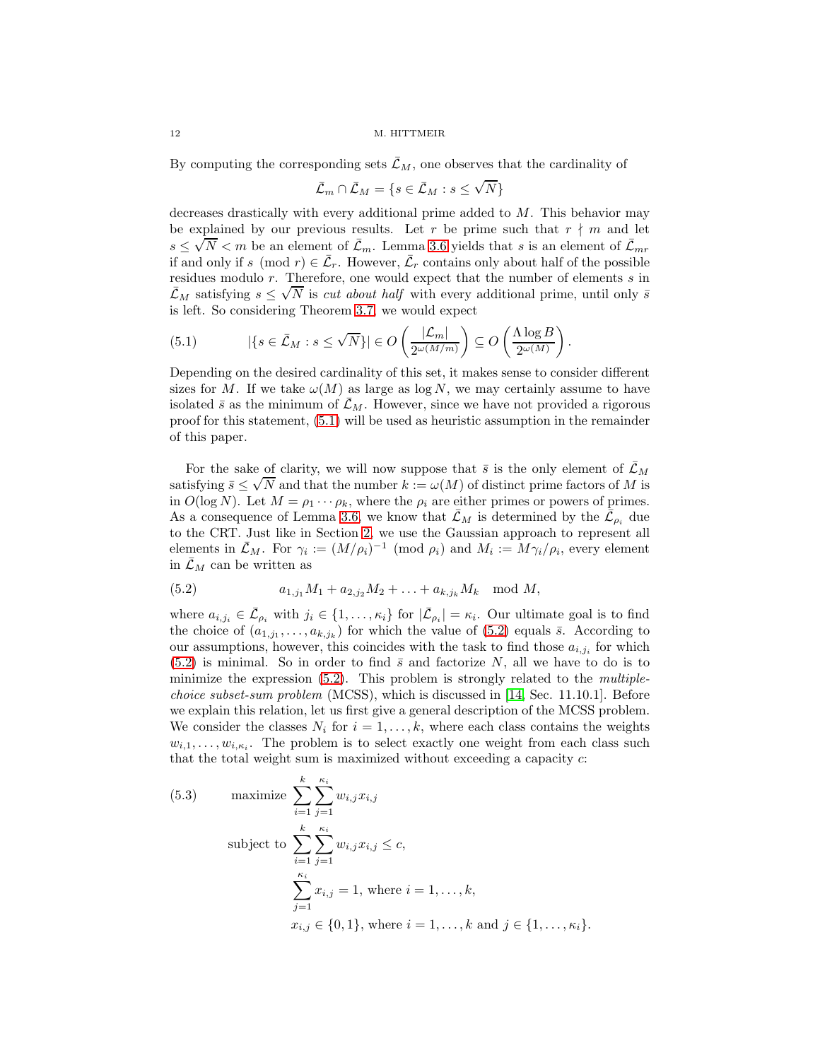By computing the corresponding sets $\bar{\mathcal{L}}_M$, one observes that the cardinality of

$$\bar{\mathcal{L}}_m \cap \bar{\mathcal{L}}_M = \{s \in \bar{\mathcal{L}}_M : s \leq \sqrt{N}\}$$

decreases drastically with every additional prime added to $M$. This behavior may be explained by our previous results. Let $r$ be prime such that $r \nmid m$ and let $s \leq \sqrt{N} < m$ be an element of $\bar{\mathcal{L}}_m$. Lemma 3.6 yields that $s$ is an element of $\bar{\mathcal{L}}_{mr}$ if and only if $s \pmod r \in \bar{\mathcal{L}}_r$. However, $\bar{\mathcal{L}}_r$ contains only about half of the possible residues modulo $r$. Therefore, one would expect that the number of elements $s$ in $\bar{\mathcal{L}}_M$ satisfying $s \leq \sqrt{N}$ is *cut about half* with every additional prime, until only $\bar{s}$ is left. So considering Theorem 3.7, we would expect

$$|\{s \in \bar{\mathcal{L}}_M : s \leq \sqrt{N}\}| \in O\left(\frac{|\mathcal{L}_m|}{2^{\omega(M/m)}}\right) \subseteq O\left(\frac{\Lambda \log B}{2^{\omega(M)}}\right). \tag{5.1}$$

Depending on the desired cardinality of this set, it makes sense to consider different sizes for $M$. If we take $\omega(M)$ as large as $\log N$, we may certainly assume to have isolated $\bar{s}$ as the minimum of $\bar{\mathcal{L}}_M$. However, since we have not provided a rigorous proof for this statement, (5.1) will be used as heuristic assumption in the remainder of this paper.

For the sake of clarity, we will now suppose that $\bar{s}$ is the only element of $\bar{\mathcal{L}}_M$ satisfying $\bar{s} \leq \sqrt{N}$ and that the number $k := \omega(M)$ of distinct prime factors of $M$ is in $O(\log N)$. Let $M = \rho_1 \cdots \rho_k$, where the $\rho_i$ are either primes or powers of primes. As a consequence of Lemma 3.6, we know that $\bar{\mathcal{L}}_M$ is determined by the $\bar{\mathcal{L}}_{\rho_i}$ due to the CRT. Just like in Section 2, we use the Gaussian approach to represent all elements in $\bar{\mathcal{L}}_M$. For $\gamma_i := (M/\rho_i)^{-1} \pmod{\rho_i}$ and $M_i := M\gamma_i/\rho_i$, every element in $\bar{\mathcal{L}}_M$ can be written as

$$a_{1,j_1}M_1 + a_{2,j_2}M_2 + \ldots + a_{k,j_k}M_k \mod M, \tag{5.2}$$

where $a_{i,j_i} \in \bar{\mathcal{L}}_{\rho_i}$ with $j_i \in \{1, \ldots, \kappa_i\}$ for $|\bar{\mathcal{L}}_{\rho_i}| = \kappa_i$. Our ultimate goal is to find the choice of $(a_{1,j_1}, \ldots, a_{k,j_k})$ for which the value of (5.2) equals $\bar{s}$. According to our assumptions, however, this coincides with the task to find those $a_{i,j_i}$ for which (5.2) is minimal. So in order to find $\bar{s}$ and factorize $N$, all we have to do is to minimize the expression (5.2). This problem is strongly related to the *multiple-choice subset-sum problem* (MCSS), which is discussed in [14, Sec. 11.10.1]. Before we explain this relation, let us first give a general description of the MCSS problem. We consider the classes $N_i$ for $i = 1, \ldots, k$, where each class contains the weights $w_{i,1}, \ldots, w_{i,\kappa_i}$. The problem is to select exactly one weight from each class such that the total weight sum is maximized without exceeding a capacity $c$:

$$\begin{aligned}
&\text{maximize } \sum_{i=1}^{k} \sum_{j=1}^{\kappa_i} w_{i,j} x_{i,j} \\
&\text{subject to } \sum_{i=1}^{k} \sum_{j=1}^{\kappa_i} w_{i,j} x_{i,j} \leq c, \\
&\qquad \sum_{j=1}^{\kappa_i} x_{i,j} = 1, \text{ where } i = 1, \ldots, k, \\
&\qquad x_{i,j} \in \{0, 1\}, \text{ where } i = 1, \ldots, k \text{ and } j \in \{1, \ldots, \kappa_i\}.
\end{aligned} \tag{5.3}$$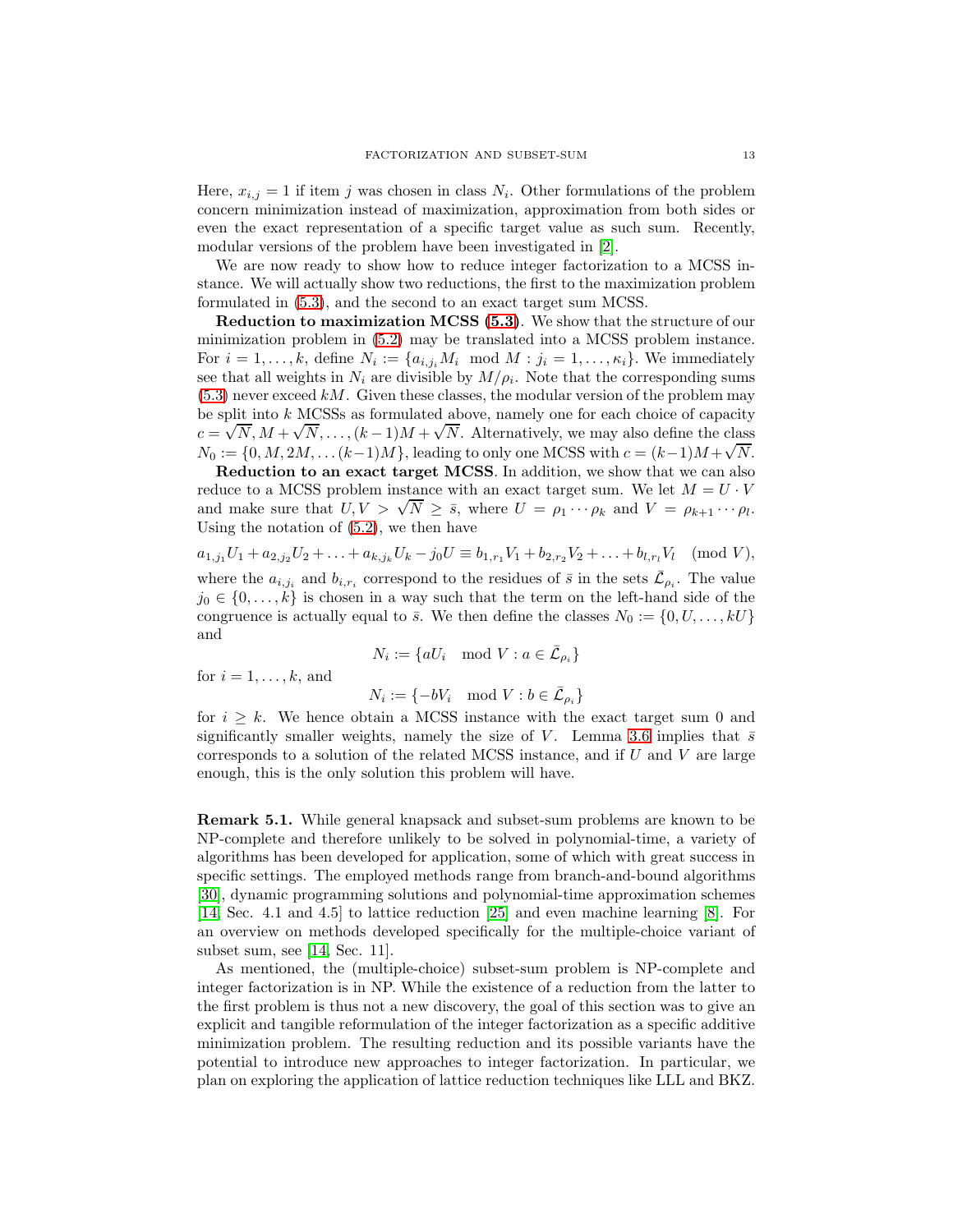Here, $x_{i,j} = 1$ if item $j$ was chosen in class $N_i$. Other formulations of the problem concern minimization instead of maximization, approximation from both sides or even the exact representation of a specific target value as such sum. Recently, modular versions of the problem have been investigated in [2].

We are now ready to show how to reduce integer factorization to a MCSS instance. We will actually show two reductions, the first to the maximization problem formulated in (5.3), and the second to an exact target sum MCSS.

**Reduction to maximization MCSS (5.3)**. We show that the structure of our minimization problem in (5.2) may be translated into a MCSS problem instance. For $i = 1, \ldots, k$, define $N_i := \{a_{i,j_i} M_i \mod M : j_i = 1, \ldots, \kappa_i\}$. We immediately see that all weights in $N_i$ are divisible by $M/\rho_i$. Note that the corresponding sums (5.3) never exceed $kM$. Given these classes, the modular version of the problem may be split into $k$ MCSSs as formulated above, namely one for each choice of capacity $c = \sqrt{N}, M + \sqrt{N}, \ldots, (k-1)M + \sqrt{N}$. Alternatively, we may also define the class $N_0 := \{0, M, 2M, \ldots (k-1)M\}$, leading to only one MCSS with $c = (k-1)M + \sqrt{N}$.

**Reduction to an exact target MCSS**. In addition, we show that we can also reduce to a MCSS problem instance with an exact target sum. We let $M = U \cdot V$ and make sure that $U, V > \sqrt{N} \geq \bar{s}$, where $U = \rho_1 \cdots \rho_k$ and $V = \rho_{k+1} \cdots \rho_l$. Using the notation of (5.2), we then have

$$a_{1,j_1} U_1 + a_{2,j_2} U_2 + \ldots + a_{k,j_k} U_k - j_0 U \equiv b_{1,r_1} V_1 + b_{2,r_2} V_2 + \ldots + b_{l,r_l} V_l \pmod V,$$

where the $a_{i,j_i}$ and $b_{i,r_i}$ correspond to the residues of $\bar{s}$ in the sets $\bar{\mathcal{L}}_{\rho_i}$. The value $j_0 \in \{0, \ldots, k\}$ is chosen in a way such that the term on the left-hand side of the congruence is actually equal to $\bar{s}$. We then define the classes $N_0 := \{0, U, \ldots, kU\}$ and

$$N_i := \{aU_i \mod V : a \in \bar{\mathcal{L}}_{\rho_i}\}$$

for $i = 1, \ldots, k$, and

$$N_i := \{-bV_i \mod V : b \in \bar{\mathcal{L}}_{\rho_i}\}$$

for $i \geq k$. We hence obtain a MCSS instance with the exact target sum 0 and significantly smaller weights, namely the size of $V$. Lemma 3.6 implies that $\bar{s}$ corresponds to a solution of the related MCSS instance, and if $U$ and $V$ are large enough, this is the only solution this problem will have.

**Remark 5.1.** While general knapsack and subset-sum problems are known to be NP-complete and therefore unlikely to be solved in polynomial-time, a variety of algorithms has been developed for application, some of which with great success in specific settings. The employed methods range from branch-and-bound algorithms [30], dynamic programming solutions and polynomial-time approximation schemes [14, Sec. 4.1 and 4.5] to lattice reduction [25] and even machine learning [8]. For an overview on methods developed specifically for the multiple-choice variant of subset sum, see [14, Sec. 11].

As mentioned, the (multiple-choice) subset-sum problem is NP-complete and integer factorization is in NP. While the existence of a reduction from the latter to the first problem is thus not a new discovery, the goal of this section was to give an explicit and tangible reformulation of the integer factorization as a specific additive minimization problem. The resulting reduction and its possible variants have the potential to introduce new approaches to integer factorization. In particular, we plan on exploring the application of lattice reduction techniques like LLL and BKZ.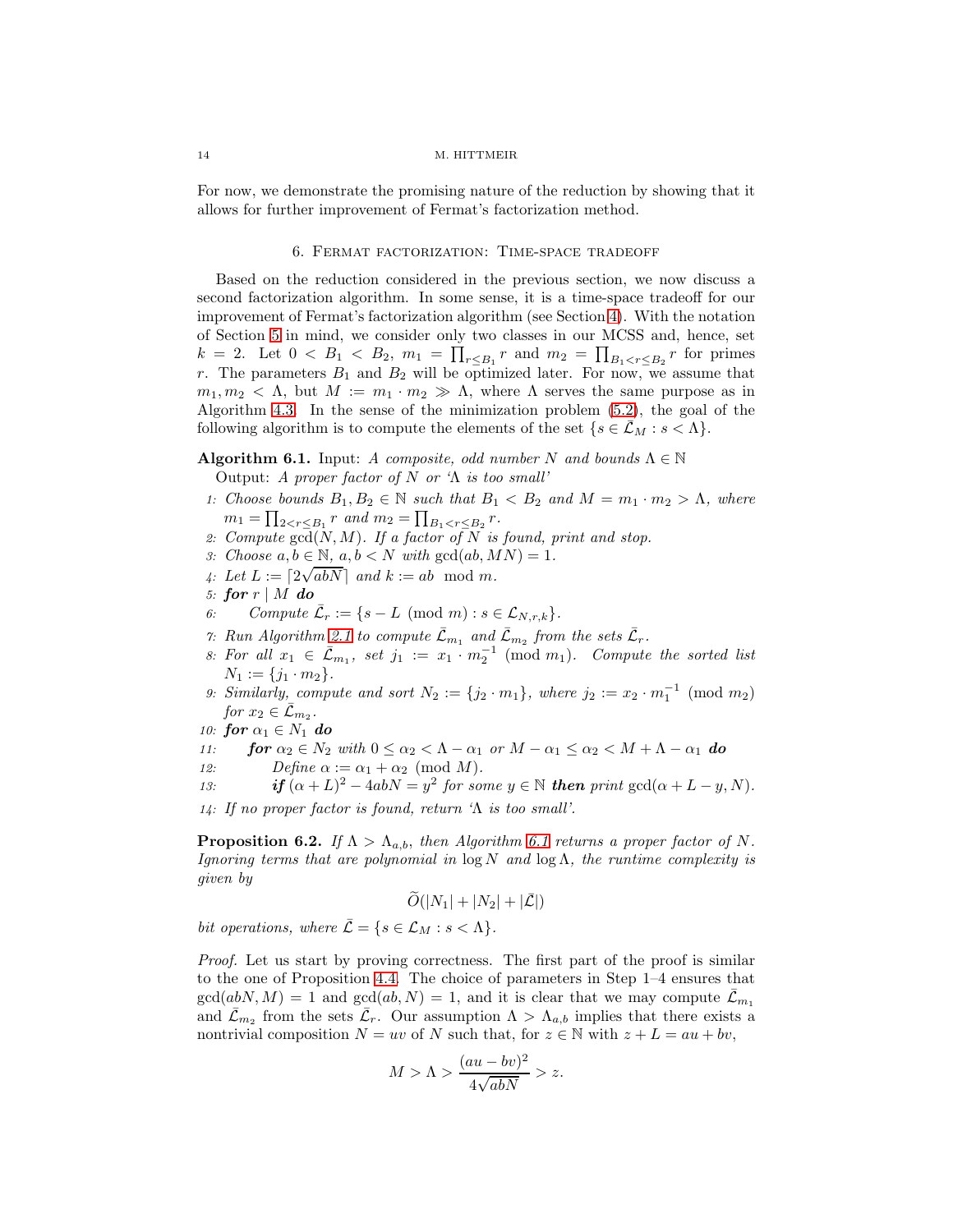For now, we demonstrate the promising nature of the reduction by showing that it allows for further improvement of Fermat's factorization method.

## 6. Fermat factorization: Time-space tradeoff

Based on the reduction considered in the previous section, we now discuss a second factorization algorithm. In some sense, it is a time-space tradeoff for our improvement of Fermat's factorization algorithm (see Section 4). With the notation of Section 5 in mind, we consider only two classes in our MCSS and, hence, set $k = 2$. Let $0 < B_1 < B_2$, $m_1 = \prod_{r \leq B_1} r$ and $m_2 = \prod_{B_1 < r \leq B_2} r$ for primes $r$. The parameters $B_1$ and $B_2$ will be optimized later. For now, we assume that $m_1, m_2 < \Lambda$, but $M := m_1 \cdot m_2 \gg \Lambda$, where $\Lambda$ serves the same purpose as in Algorithm 4.3. In the sense of the minimization problem (5.2), the goal of the following algorithm is to compute the elements of the set $\{s \in \bar{\mathcal{L}}_M : s < \Lambda\}$.

**Algorithm 6.1.** Input: *A composite, odd number $N$ and bounds $\Lambda \in \mathbb{N}$*
Output: *A proper factor of $N$ or '$\Lambda$ is too small'*

1: *Choose bounds $B_1, B_2 \in \mathbb{N}$ such that $B_1 < B_2$ and $M = m_1 \cdot m_2 > \Lambda$, where $m_1 = \prod_{2 < r \leq B_1} r$ and $m_2 = \prod_{B_1 < r \leq B_2} r$.*
2: *Compute $\gcd(N, M)$. If a factor of $N$ is found, print and stop.*
3: *Choose $a, b \in \mathbb{N}$, $a, b < N$ with $\gcd(ab, MN) = 1$.*
4: *Let $L := \lceil 2\sqrt{abN} \rceil$ and $k := ab \mod m$.*
5: ***for** $r \mid M$ **do***
6: *Compute $\bar{\mathcal{L}}_r := \{s - L \pmod m : s \in \mathcal{L}_{N,r,k}\}$.*
7: *Run Algorithm 2.1 to compute $\bar{\mathcal{L}}_{m_1}$ and $\bar{\mathcal{L}}_{m_2}$ from the sets $\bar{\mathcal{L}}_r$.*
8: *For all $x_1 \in \bar{\mathcal{L}}_{m_1}$, set $j_1 := x_1 \cdot m_2^{-1} \pmod{m_1}$. Compute the sorted list $N_1 := \{j_1 \cdot m_2\}$.*
9: *Similarly, compute and sort $N_2 := \{j_2 \cdot m_1\}$, where $j_2 := x_2 \cdot m_1^{-1} \pmod{m_2}$ for $x_2 \in \bar{\mathcal{L}}_{m_2}$.*
10: ***for** $\alpha_1 \in N_1$ **do***
11: ***for** $\alpha_2 \in N_2$ with $0 \leq \alpha_2 < \Lambda - \alpha_1$ or $M - \alpha_1 \leq \alpha_2 < M + \Lambda - \alpha_1$ **do***
12: *Define $\alpha := \alpha_1 + \alpha_2 \pmod M$.*
13: ***if** $(\alpha + L)^2 - 4abN = y^2$ for some $y \in \mathbb{N}$ **then** print $\gcd(\alpha + L - y, N)$.*
14: *If no proper factor is found, return '$\Lambda$ is too small'.*

**Proposition 6.2.** *If $\Lambda > \Lambda_{a,b}$, then Algorithm 6.1 returns a proper factor of $N$. Ignoring terms that are polynomial in $\log N$ and $\log \Lambda$, the runtime complexity is given by*

$$\widetilde{O}(|N_1| + |N_2| + |\bar{\mathcal{L}}|)$$

*bit operations, where $\bar{\mathcal{L}} = \{s \in \mathcal{L}_M : s < \Lambda\}$.*

*Proof.* Let us start by proving correctness. The first part of the proof is similar to the one of Proposition 4.4. The choice of parameters in Step 1–4 ensures that $\gcd(abN, M) = 1$ and $\gcd(ab, N) = 1$, and it is clear that we may compute $\bar{\mathcal{L}}_{m_1}$ and $\bar{\mathcal{L}}_{m_2}$ from the sets $\bar{\mathcal{L}}_r$. Our assumption $\Lambda > \Lambda_{a,b}$ implies that there exists a nontrivial composition $N = uv$ of $N$ such that, for $z \in \mathbb{N}$ with $z + L = au + bv$,

$$M > \Lambda > \frac{(au - bv)^2}{4\sqrt{abN}} > z.$$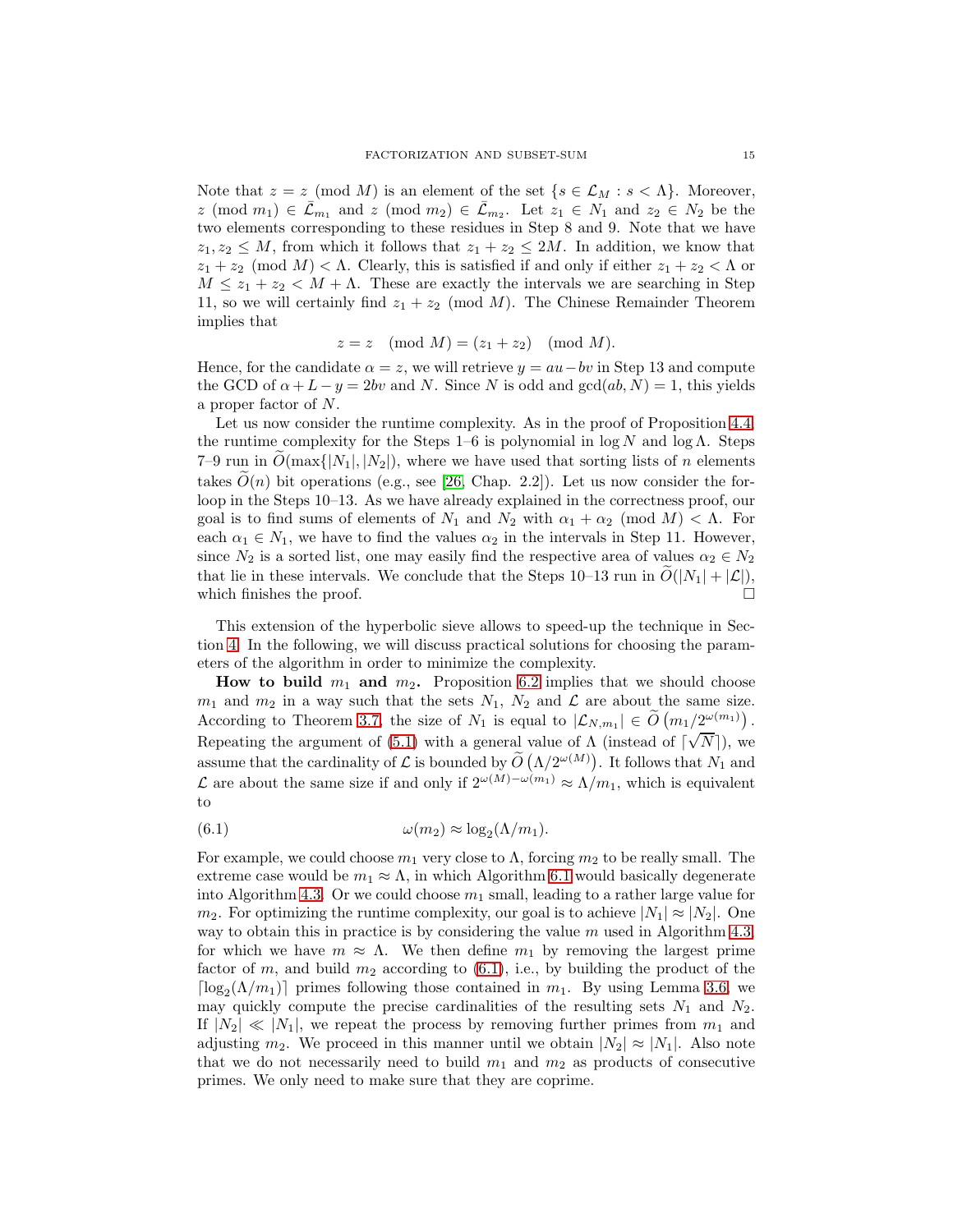Note that $z = z \pmod M$ is an element of the set $\{s \in \mathcal{L}_M : s < \Lambda\}$. Moreover, $z \pmod{m_1} \in \bar{\mathcal{L}}_{m_1}$ and $z \pmod{m_2} \in \bar{\mathcal{L}}_{m_2}$. Let $z_1 \in N_1$ and $z_2 \in N_2$ be the two elements corresponding to these residues in Step 8 and 9. Note that we have $z_1, z_2 \leq M$, from which it follows that $z_1 + z_2 \leq 2M$. In addition, we know that $z_1 + z_2 \pmod M < \Lambda$. Clearly, this is satisfied if and only if either $z_1 + z_2 < \Lambda$ or $M \leq z_1 + z_2 < M + \Lambda$. These are exactly the intervals we are searching in Step 11, so we will certainly find $z_1 + z_2 \pmod M$. The Chinese Remainder Theorem implies that

$$z = z \pmod M = (z_1 + z_2) \pmod M.$$

Hence, for the candidate $\alpha = z$, we will retrieve $y = au - bv$ in Step 13 and compute the GCD of $\alpha + L - y = 2bv$ and $N$. Since $N$ is odd and $\gcd(ab, N) = 1$, this yields a proper factor of $N$.

Let us now consider the runtime complexity. As in the proof of Proposition 4.4, the runtime complexity for the Steps 1–6 is polynomial in $\log N$ and $\log \Lambda$. Steps 7–9 run in $\widetilde{O}(\max\{|N_1|, |N_2|)$, where we have used that sorting lists of $n$ elements takes $\widetilde{O}(n)$ bit operations (e.g., see [26, Chap. 2.2]). Let us now consider the for-loop in the Steps 10–13. As we have already explained in the correctness proof, our goal is to find sums of elements of $N_1$ and $N_2$ with $\alpha_1 + \alpha_2 \pmod M < \Lambda$. For each $\alpha_1 \in N_1$, we have to find the values $\alpha_2$ in the intervals in Step 11. However, since $N_2$ is a sorted list, one may easily find the respective area of values $\alpha_2 \in N_2$ that lie in these intervals. We conclude that the Steps 10–13 run in $\widetilde{O}(|N_1| + |\mathcal{L}|)$, which finishes the proof. □

This extension of the hyperbolic sieve allows to speed-up the technique in Section 4. In the following, we will discuss practical solutions for choosing the parameters of the algorithm in order to minimize the complexity.

**How to build $m_1$ and $m_2$.** Proposition 6.2 implies that we should choose $m_1$ and $m_2$ in a way such that the sets $N_1$, $N_2$ and $\mathcal{L}$ are about the same size. According to Theorem 3.7, the size of $N_1$ is equal to $|\mathcal{L}_{N,m_1}| \in \widetilde{O}\left(m_1/2^{\omega(m_1)}\right)$. Repeating the argument of (5.1) with a general value of $\Lambda$ (instead of $\lceil\sqrt{N}\rceil$), we assume that the cardinality of $\mathcal{L}$ is bounded by $\widetilde{O}\left(\Lambda/2^{\omega(M)}\right)$. It follows that $N_1$ and $\mathcal{L}$ are about the same size if and only if $2^{\omega(M)-\omega(m_1)} \approx \Lambda/m_1$, which is equivalent to

$$\omega(m_2) \approx \log_2(\Lambda/m_1). \tag{6.1}$$

For example, we could choose $m_1$ very close to $\Lambda$, forcing $m_2$ to be really small. The extreme case would be $m_1 \approx \Lambda$, in which Algorithm 6.1 would basically degenerate into Algorithm 4.3. Or we could choose $m_1$ small, leading to a rather large value for $m_2$. For optimizing the runtime complexity, our goal is to achieve $|N_1| \approx |N_2|$. One way to obtain this in practice is by considering the value $m$ used in Algorithm 4.3, for which we have $m \approx \Lambda$. We then define $m_1$ by removing the largest prime factor of $m$, and build $m_2$ according to (6.1), i.e., by building the product of the $\lceil\log_2(\Lambda/m_1)\rceil$ primes following those contained in $m_1$. By using Lemma 3.6, we may quickly compute the precise cardinalities of the resulting sets $N_1$ and $N_2$. If $|N_2| \ll |N_1|$, we repeat the process by removing further primes from $m_1$ and adjusting $m_2$. We proceed in this manner until we obtain $|N_2| \approx |N_1|$. Also note that we do not necessarily need to build $m_1$ and $m_2$ as products of consecutive primes. We only need to make sure that they are coprime.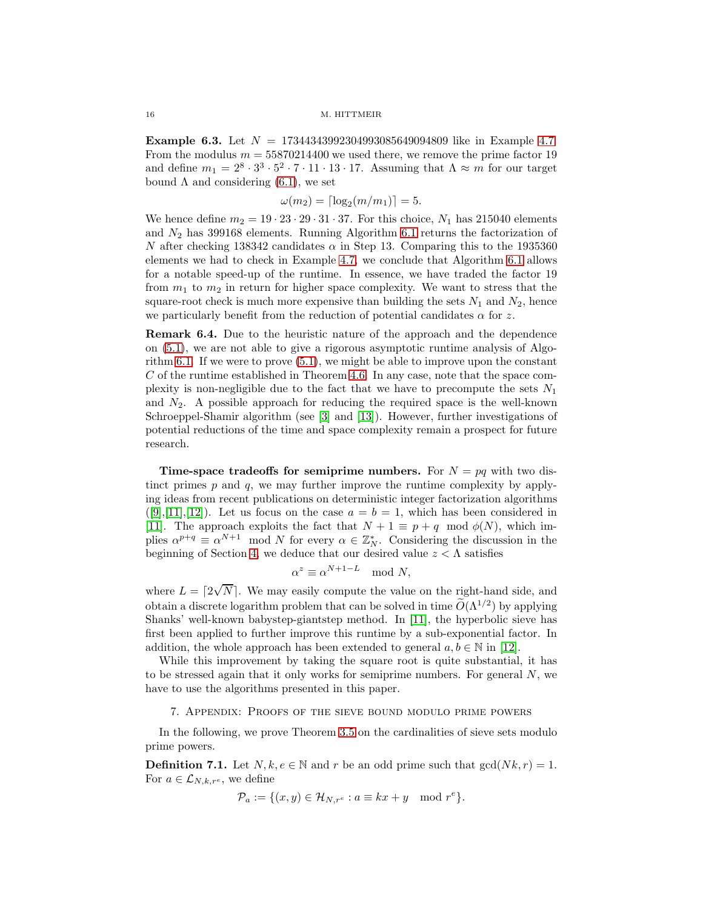**Example 6.3.** Let $N = 1734434399230499308564909480 9$ like in Example 4.7. From the modulus $m = 55870214400$ we used there, we remove the prime factor 19 and define $m_1 = 2^8 \cdot 3^3 \cdot 5^2 \cdot 7 \cdot 11 \cdot 13 \cdot 17$. Assuming that $\Lambda \approx m$ for our target bound $\Lambda$ and considering (6.1), we set

$$\omega(m_2) = \lceil \log_2(m/m_1) \rceil = 5.$$

We hence define $m_2 = 19 \cdot 23 \cdot 29 \cdot 31 \cdot 37$. For this choice, $N_1$ has 215040 elements and $N_2$ has 399168 elements. Running Algorithm 6.1 returns the factorization of $N$ after checking 138342 candidates $\alpha$ in Step 13. Comparing this to the 1935360 elements we had to check in Example 4.7, we conclude that Algorithm 6.1 allows for a notable speed-up of the runtime. In essence, we have traded the factor 19 from $m_1$ to $m_2$ in return for higher space complexity. We want to stress that the square-root check is much more expensive than building the sets $N_1$ and $N_2$, hence we particularly benefit from the reduction of potential candidates $\alpha$ for $z$.

**Remark 6.4.** Due to the heuristic nature of the approach and the dependence on (5.1), we are not able to give a rigorous asymptotic runtime analysis of Algorithm 6.1. If we were to prove (5.1), we might be able to improve upon the constant $C$ of the runtime established in Theorem 4.6. In any case, note that the space complexity is non-negligible due to the fact that we have to precompute the sets $N_1$ and $N_2$. A possible approach for reducing the required space is the well-known Schroeppel-Shamir algorithm (see [3] and [13]). However, further investigations of potential reductions of the time and space complexity remain a prospect for future research.

**Time-space tradeoffs for semiprime numbers.** For $N = pq$ with two distinct primes $p$ and $q$, we may further improve the runtime complexity by applying ideas from recent publications on deterministic integer factorization algorithms ([9],[11],[12]). Let us focus on the case $a = b = 1$, which has been considered in [11]. The approach exploits the fact that $N + 1 \equiv p + q \mod \phi(N)$, which implies $\alpha^{p+q} \equiv \alpha^{N+1} \mod N$ for every $\alpha \in \mathbb{Z}_N^*$. Considering the discussion in the beginning of Section 4, we deduce that our desired value $z < \Lambda$ satisfies

$$\alpha^z \equiv \alpha^{N+1-L} \mod N,$$

where $L = \lceil 2\sqrt{N} \rceil$. We may easily compute the value on the right-hand side, and obtain a discrete logarithm problem that can be solved in time $\widetilde{O}(\Lambda^{1/2})$ by applying Shanks' well-known babystep-giantstep method. In [11], the hyperbolic sieve has first been applied to further improve this runtime by a sub-exponential factor. In addition, the whole approach has been extended to general $a, b \in \mathbb{N}$ in [12].

While this improvement by taking the square root is quite substantial, it has to be stressed again that it only works for semiprime numbers. For general $N$, we have to use the algorithms presented in this paper.

## 7. Appendix: Proofs of the sieve bound modulo prime powers

In the following, we prove Theorem 3.5 on the cardinalities of sieve sets modulo prime powers.

**Definition 7.1.** Let $N, k, e \in \mathbb{N}$ and $r$ be an odd prime such that $\gcd(Nk, r) = 1$. For $a \in \mathcal{L}_{N,k,r^e}$, we define

$$\mathcal{P}_a := \{(x, y) \in \mathcal{H}_{N,r^e} : a \equiv kx + y \mod r^e\}.$$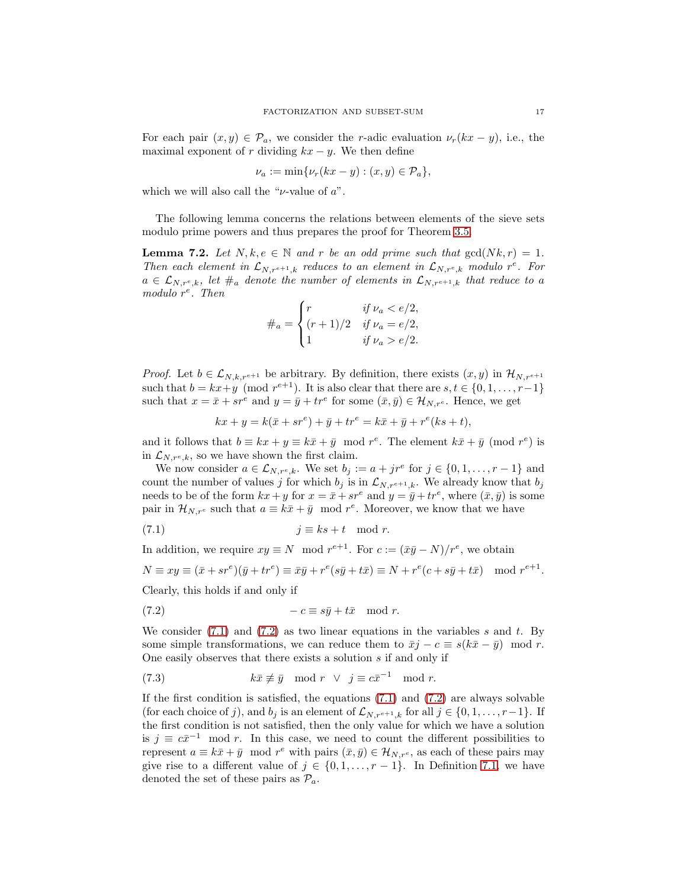For each pair $(x, y) \in \mathcal{P}_a$, we consider the $r$-adic evaluation $\nu_r(kx - y)$, i.e., the maximal exponent of $r$ dividing $kx - y$. We then define

$$\nu_a := \min\{\nu_r(kx - y) : (x, y) \in \mathcal{P}_a\},$$

which we will also call the "$\nu$-value of $a$".

The following lemma concerns the relations between elements of the sieve sets modulo prime powers and thus prepares the proof for Theorem 3.5.

**Lemma 7.2.** *Let $N, k, e \in \mathbb{N}$ and $r$ be an odd prime such that $\gcd(Nk, r) = 1$. Then each element in $\mathcal{L}_{N,r^{e+1},k}$ reduces to an element in $\mathcal{L}_{N,r^e,k}$ modulo $r^e$. For $a \in \mathcal{L}_{N,r^e,k}$, let $\#_a$ denote the number of elements in $\mathcal{L}_{N,r^{e+1},k}$ that reduce to $a$ modulo $r^e$. Then*

$$\#_a = \begin{cases} r & \text{if } \nu_a < e/2, \\ (r+1)/2 & \text{if } \nu_a = e/2, \\ 1 & \text{if } \nu_a > e/2. \end{cases}$$

*Proof.* Let $b \in \mathcal{L}_{N,k,r^{e+1}}$ be arbitrary. By definition, there exists $(x, y)$ in $\mathcal{H}_{N,r^{e+1}}$ such that $b = kx + y \pmod{r^{e+1}}$. It is also clear that there are $s, t \in \{0, 1, \ldots, r-1\}$ such that $x = \bar{x} + sr^e$ and $y = \bar{y} + tr^e$ for some $(\bar{x}, \bar{y}) \in \mathcal{H}_{N,r^e}$. Hence, we get

$$kx + y = k(\bar{x} + sr^e) + \bar{y} + tr^e = k\bar{x} + \bar{y} + r^e(ks + t),$$

and it follows that $b \equiv kx + y \equiv k\bar{x} + \bar{y} \mod r^e$. The element $k\bar{x} + \bar{y} \pmod{r^e}$ is in $\mathcal{L}_{N,r^e,k}$, so we have shown the first claim.

We now consider $a \in \mathcal{L}_{N,r^e,k}$. We set $b_j := a + jr^e$ for $j \in \{0, 1, \ldots, r-1\}$ and count the number of values $j$ for which $b_j$ is in $\mathcal{L}_{N,r^{e+1},k}$. We already know that $b_j$ needs to be of the form $kx + y$ for $x = \bar{x} + sr^e$ and $y = \bar{y} + tr^e$, where $(\bar{x}, \bar{y})$ is some pair in $\mathcal{H}_{N,r^e}$ such that $a \equiv k\bar{x} + \bar{y} \mod r^e$. Moreover, we know that we have

$$j \equiv ks + t \mod r. \tag{7.1}$$

In addition, we require $xy \equiv N \mod r^{e+1}$. For $c := (\bar{x}\bar{y} - N)/r^e$, we obtain

$$N \equiv xy \equiv (\bar{x} + sr^e)(\bar{y} + tr^e) \equiv \bar{x}\bar{y} + r^e(s\bar{y} + t\bar{x}) \equiv N + r^e(c + s\bar{y} + t\bar{x}) \mod r^{e+1}.$$

Clearly, this holds if and only if

$$-c \equiv s\bar{y} + t\bar{x} \mod r. \tag{7.2}$$

We consider (7.1) and (7.2) as two linear equations in the variables $s$ and $t$. By some simple transformations, we can reduce them to $\bar{x}j - c \equiv s(k\bar{x} - \bar{y}) \mod r$. One easily observes that there exists a solution $s$ if and only if

$$k\bar{x} \not\equiv \bar{y} \mod r \quad \vee \quad j \equiv c\bar{x}^{-1} \mod r. \tag{7.3}$$

If the first condition is satisfied, the equations (7.1) and (7.2) are always solvable (for each choice of $j$), and $b_j$ is an element of $\mathcal{L}_{N,r^{e+1},k}$ for all $j \in \{0, 1, \ldots, r-1\}$. If the first condition is not satisfied, then the only value for which we have a solution is $j \equiv c\bar{x}^{-1} \mod r$. In this case, we need to count the different possibilities to represent $a \equiv k\bar{x} + \bar{y} \mod r^e$ with pairs $(\bar{x}, \bar{y}) \in \mathcal{H}_{N,r^e}$, as each of these pairs may give rise to a different value of $j \in \{0, 1, \ldots, r-1\}$. In Definition 7.1, we have denoted the set of these pairs as $\mathcal{P}_a$.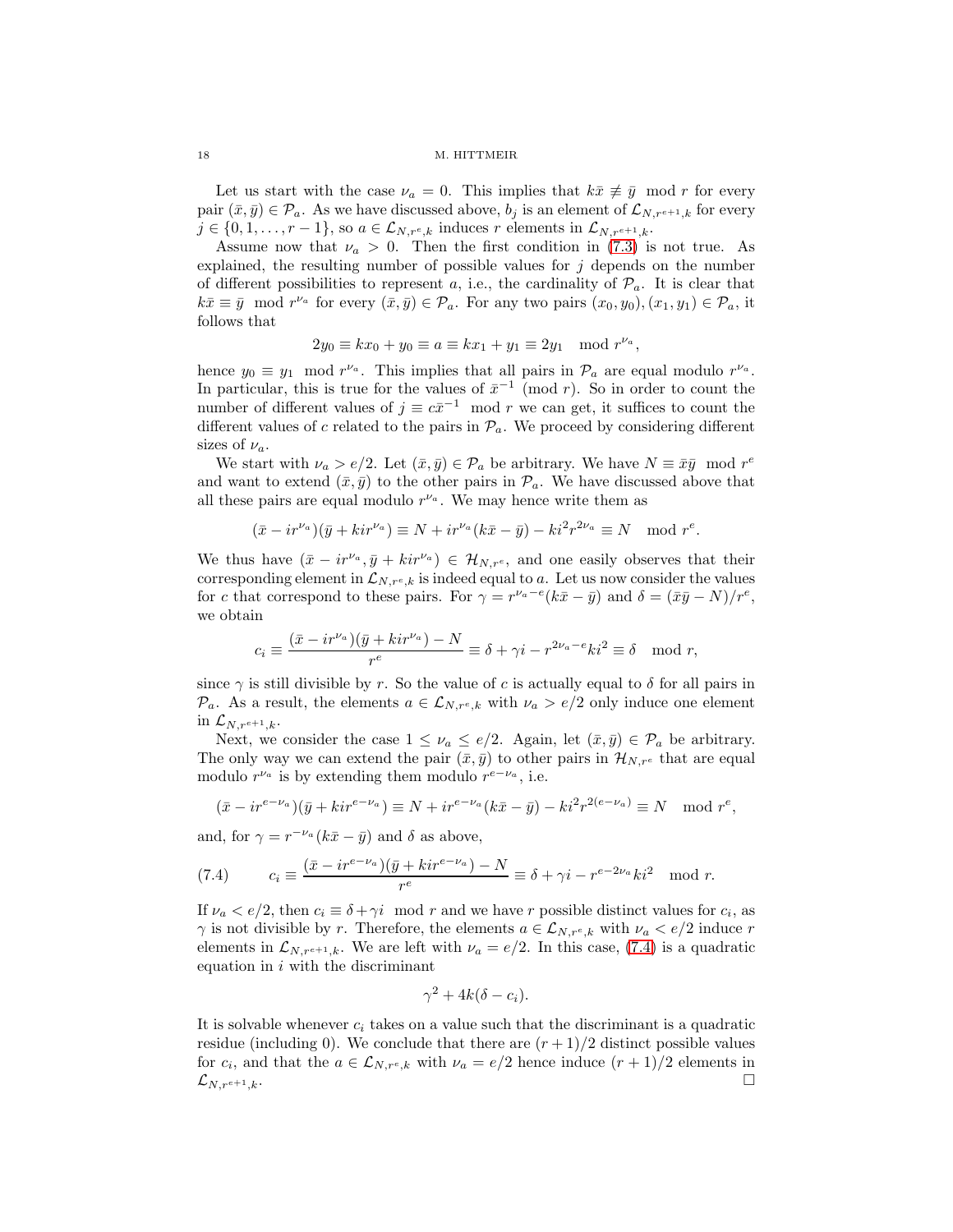Let us start with the case $\nu_a = 0$. This implies that $k\bar{x} \not\equiv \bar{y} \mod r$ for every pair $(\bar{x}, \bar{y}) \in \mathcal{P}_a$. As we have discussed above, $b_j$ is an element of $\mathcal{L}_{N,r^{e+1},k}$ for every $j \in \{0, 1, \ldots, r-1\}$, so $a \in \mathcal{L}_{N,r^e,k}$ induces $r$ elements in $\mathcal{L}_{N,r^{e+1},k}$.

Assume now that $\nu_a > 0$. Then the first condition in (7.3) is not true. As explained, the resulting number of possible values for $j$ depends on the number of different possibilities to represent $a$, i.e., the cardinality of $\mathcal{P}_a$. It is clear that $k\bar{x} \equiv \bar{y} \mod r^{\nu_a}$ for every $(\bar{x}, \bar{y}) \in \mathcal{P}_a$. For any two pairs $(x_0, y_0), (x_1, y_1) \in \mathcal{P}_a$, it follows that

$$2y_0 \equiv kx_0 + y_0 \equiv a \equiv kx_1 + y_1 \equiv 2y_1 \mod r^{\nu_a},$$

hence $y_0 \equiv y_1 \mod r^{\nu_a}$. This implies that all pairs in $\mathcal{P}_a$ are equal modulo $r^{\nu_a}$. In particular, this is true for the values of $\bar{x}^{-1} \pmod r$. So in order to count the number of different values of $j \equiv c\bar{x}^{-1} \mod r$ we can get, it suffices to count the different values of $c$ related to the pairs in $\mathcal{P}_a$. We proceed by considering different sizes of $\nu_a$.

We start with $\nu_a > e/2$. Let $(\bar{x}, \bar{y}) \in \mathcal{P}_a$ be arbitrary. We have $N \equiv \bar{x}\bar{y} \mod r^e$ and want to extend $(\bar{x}, \bar{y})$ to the other pairs in $\mathcal{P}_a$. We have discussed above that all these pairs are equal modulo $r^{\nu_a}$. We may hence write them as

$$(\bar{x} - ir^{\nu_a})(\bar{y} + kir^{\nu_a}) \equiv N + ir^{\nu_a}(k\bar{x} - \bar{y}) - ki^2r^{2\nu_a} \equiv N \mod r^e.$$

We thus have $(\bar{x} - ir^{\nu_a}, \bar{y} + kir^{\nu_a}) \in \mathcal{H}_{N,r^e}$, and one easily observes that their corresponding element in $\mathcal{L}_{N,r^e,k}$ is indeed equal to $a$. Let us now consider the values for $c$ that correspond to these pairs. For $\gamma = r^{\nu_a - e}(k\bar{x} - \bar{y})$ and $\delta = (\bar{x}\bar{y} - N)/r^e$, we obtain

$$c_i \equiv \frac{(\bar{x} - ir^{\nu_a})(\bar{y} + kir^{\nu_a}) - N}{r^e} \equiv \delta + \gamma i - r^{2\nu_a - e}ki^2 \equiv \delta \mod r,$$

since $\gamma$ is still divisible by $r$. So the value of $c$ is actually equal to $\delta$ for all pairs in $\mathcal{P}_a$. As a result, the elements $a \in \mathcal{L}_{N,r^e,k}$ with $\nu_a > e/2$ only induce one element in $\mathcal{L}_{N,r^{e+1},k}$.

Next, we consider the case $1 \leq \nu_a \leq e/2$. Again, let $(\bar{x}, \bar{y}) \in \mathcal{P}_a$ be arbitrary. The only way we can extend the pair $(\bar{x}, \bar{y})$ to other pairs in $\mathcal{H}_{N,r^e}$ that are equal modulo $r^{\nu_a}$ is by extending them modulo $r^{e-\nu_a}$, i.e.

$$(\bar{x} - ir^{e-\nu_a})(\bar{y} + kir^{e-\nu_a}) \equiv N + ir^{e-\nu_a}(k\bar{x} - \bar{y}) - ki^2r^{2(e-\nu_a)} \equiv N \mod r^e,$$

and, for $\gamma = r^{-\nu_a}(k\bar{x} - \bar{y})$ and $\delta$ as above,

$$c_i \equiv \frac{(\bar{x} - ir^{e-\nu_a})(\bar{y} + kir^{e-\nu_a}) - N}{r^e} \equiv \delta + \gamma i - r^{e-2\nu_a}ki^2 \mod r. \tag{7.4}$$

If $\nu_a < e/2$, then $c_i \equiv \delta + \gamma i \mod r$ and we have $r$ possible distinct values for $c_i$, as $\gamma$ is not divisible by $r$. Therefore, the elements $a \in \mathcal{L}_{N,r^e,k}$ with $\nu_a < e/2$ induce $r$ elements in $\mathcal{L}_{N,r^{e+1},k}$. We are left with $\nu_a = e/2$. In this case, (7.4) is a quadratic equation in $i$ with the discriminant

$$\gamma^2 + 4k(\delta - c_i).$$

It is solvable whenever $c_i$ takes on a value such that the discriminant is a quadratic residue (including 0). We conclude that there are $(r+1)/2$ distinct possible values for $c_i$, and that the $a \in \mathcal{L}_{N,r^e,k}$ with $\nu_a = e/2$ hence induce $(r+1)/2$ elements in $\mathcal{L}_{N,r^{e+1},k}$. $\square$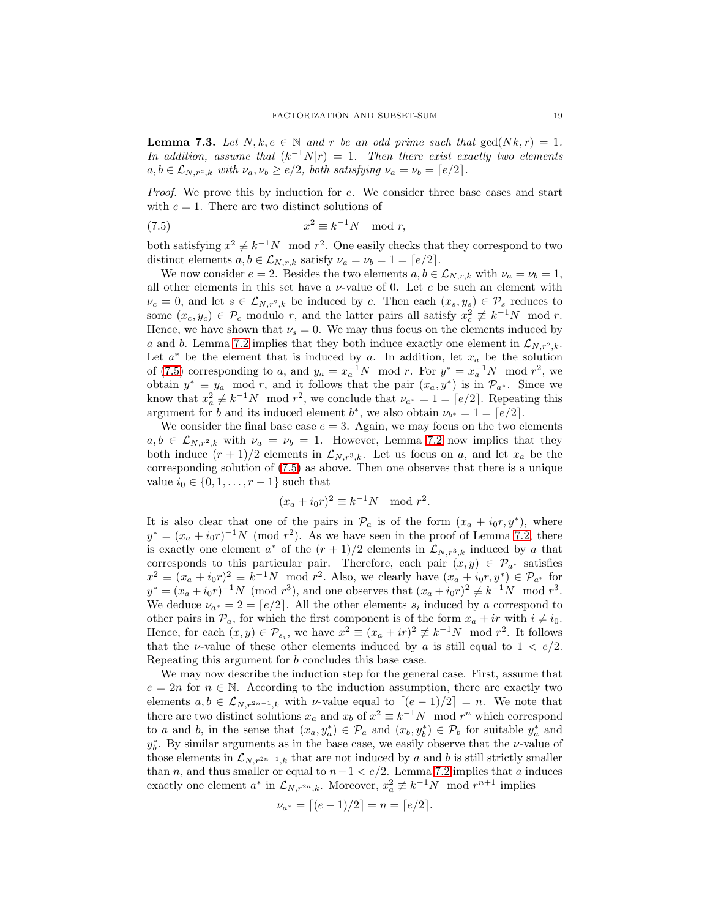**Lemma 7.3.** *Let $N, k, e \in \mathbb{N}$ and $r$ be an odd prime such that $\gcd(Nk, r) = 1$. In addition, assume that $(k^{-1}N|r) = 1$. Then there exist exactly two elements $a, b \in \mathcal{L}_{N,r^e,k}$ with $\nu_a, \nu_b \geq e/2$, both satisfying $\nu_a = \nu_b = \lceil e/2 \rceil$.*

*Proof.* We prove this by induction for $e$. We consider three base cases and start with $e = 1$. There are two distinct solutions of

$$x^2 \equiv k^{-1}N \mod r, \tag{7.5}$$

both satisfying $x^2 \not\equiv k^{-1}N \mod r^2$. One easily checks that they correspond to two distinct elements $a, b \in \mathcal{L}_{N,r,k}$ satisfy $\nu_a = \nu_b = 1 = \lceil e/2 \rceil$.

We now consider $e = 2$. Besides the two elements $a, b \in \mathcal{L}_{N,r,k}$ with $\nu_a = \nu_b = 1$, all other elements in this set have a $\nu$-value of 0. Let $c$ be such an element with $\nu_c = 0$, and let $s \in \mathcal{L}_{N,r^2,k}$ be induced by $c$. Then each $(x_s, y_s) \in \mathcal{P}_s$ reduces to some $(x_c, y_c) \in \mathcal{P}_c$ modulo $r$, and the latter pairs all satisfy $x_c^2 \not\equiv k^{-1}N \mod r$. Hence, we have shown that $\nu_s = 0$. We may thus focus on the elements induced by $a$ and $b$. Lemma 7.2 implies that they both induce exactly one element in $\mathcal{L}_{N,r^2,k}$. Let $a^*$ be the element that is induced by $a$. In addition, let $x_a$ be the solution of (7.5) corresponding to $a$, and $y_a = x_a^{-1}N \mod r$. For $y^* = x_a^{-1}N \mod r^2$, we obtain $y^* \equiv y_a \mod r$, and it follows that the pair $(x_a, y^*)$ is in $\mathcal{P}_{a^*}$. Since we know that $x_a^2 \not\equiv k^{-1}N \mod r^2$, we conclude that $\nu_{a^*} = 1 = \lceil e/2 \rceil$. Repeating this argument for $b$ and its induced element $b^*$, we also obtain $\nu_{b^*} = 1 = \lceil e/2 \rceil$.

We consider the final base case $e = 3$. Again, we may focus on the two elements $a, b \in \mathcal{L}_{N,r^2,k}$ with $\nu_a = \nu_b = 1$. However, Lemma 7.2 now implies that they both induce $(r+1)/2$ elements in $\mathcal{L}_{N,r^3,k}$. Let us focus on $a$, and let $x_a$ be the corresponding solution of (7.5) as above. Then one observes that there is a unique value $i_0 \in \{0, 1, \ldots, r-1\}$ such that

$$(x_a + i_0 r)^2 \equiv k^{-1}N \mod r^2.$$

It is also clear that one of the pairs in $\mathcal{P}_a$ is of the form $(x_a + i_0 r, y^*)$, where $y^* = (x_a + i_0 r)^{-1}N \pmod{r^2}$. As we have seen in the proof of Lemma 7.2, there is exactly one element $a^*$ of the $(r+1)/2$ elements in $\mathcal{L}_{N,r^3,k}$ induced by $a$ that corresponds to this particular pair. Therefore, each pair $(x, y) \in \mathcal{P}_{a^*}$ satisfies $x^2 \equiv (x_a + i_0 r)^2 \equiv k^{-1}N \mod r^2$. Also, we clearly have $(x_a + i_0 r, y^*) \in \mathcal{P}_{a^*}$ for $y^* = (x_a + i_0 r)^{-1}N \pmod{r^3}$, and one observes that $(x_a + i_0 r)^2 \not\equiv k^{-1}N \mod r^3$. We deduce $\nu_{a^*} = 2 = \lceil e/2 \rceil$. All the other elements $s_i$ induced by $a$ correspond to other pairs in $\mathcal{P}_a$, for which the first component is of the form $x_a + ir$ with $i \neq i_0$. Hence, for each $(x, y) \in \mathcal{P}_{s_i}$, we have $x^2 \equiv (x_a + ir)^2 \not\equiv k^{-1}N \mod r^2$. It follows that the $\nu$-value of these other elements induced by $a$ is still equal to $1 < e/2$. Repeating this argument for $b$ concludes this base case.

We may now describe the induction step for the general case. First, assume that $e = 2n$ for $n \in \mathbb{N}$. According to the induction assumption, there are exactly two elements $a, b \in \mathcal{L}_{N,r^{2n-1},k}$ with $\nu$-value equal to $\lceil (e-1)/2 \rceil = n$. We note that there are two distinct solutions $x_a$ and $x_b$ of $x^2 \equiv k^{-1}N \mod r^n$ which correspond to $a$ and $b$, in the sense that $(x_a, y_a^*) \in \mathcal{P}_a$ and $(x_b, y_b^*) \in \mathcal{P}_b$ for suitable $y_a^*$ and $y_b^*$. By similar arguments as in the base case, we easily observe that the $\nu$-value of those elements in $\mathcal{L}_{N,r^{2n-1},k}$ that are not induced by $a$ and $b$ is still strictly smaller than $n$, and thus smaller or equal to $n-1 < e/2$. Lemma 7.2 implies that $a$ induces exactly one element $a^*$ in $\mathcal{L}_{N,r^{2n},k}$. Moreover, $x_a^2 \not\equiv k^{-1}N \mod r^{n+1}$ implies

$$\nu_{a^*} = \lceil (e-1)/2 \rceil = n = \lceil e/2 \rceil.$$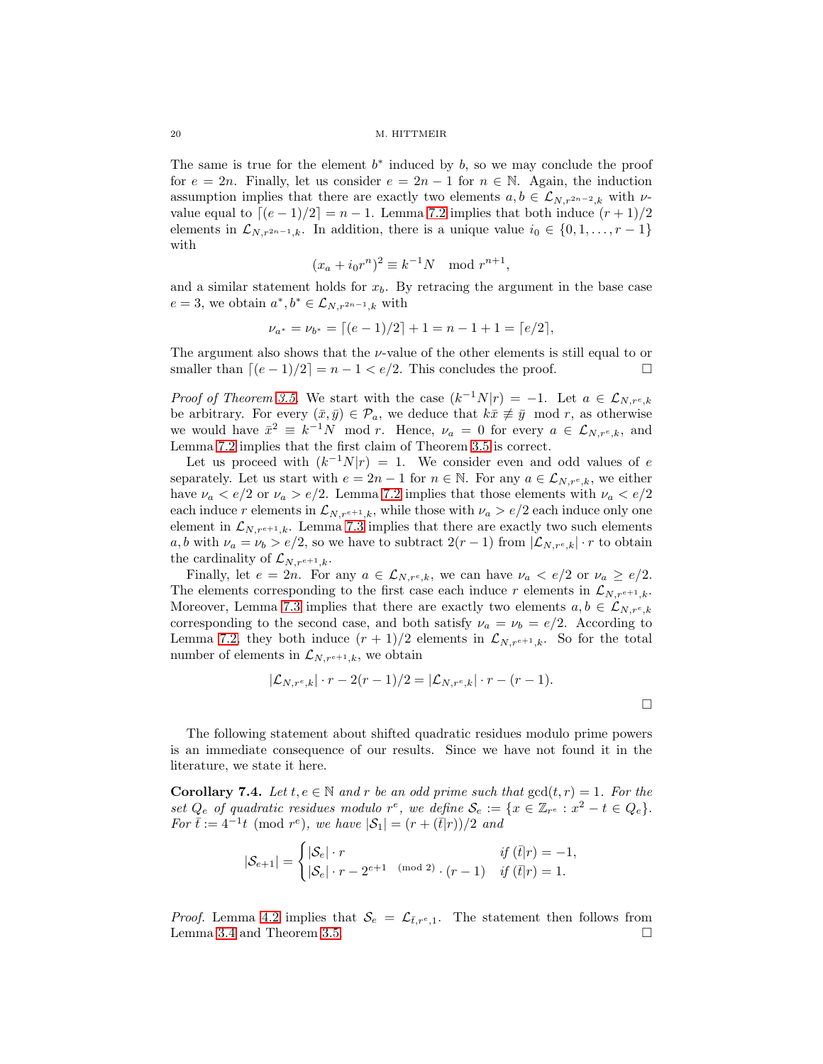The same is true for the element $b^*$ induced by $b$, so we may conclude the proof for $e = 2n$. Finally, let us consider $e = 2n - 1$ for $n \in \mathbb{N}$. Again, the induction assumption implies that there are exactly two elements $a, b \in \mathcal{L}_{N,r^{2n-2},k}$ with $\nu$-value equal to $\lceil (e-1)/2 \rceil = n - 1$. Lemma 7.2 implies that both induce $(r+1)/2$ elements in $\mathcal{L}_{N,r^{2n-1},k}$. In addition, there is a unique value $i_0 \in \{0, 1, \ldots, r-1\}$ with

$$(x_a + i_0 r^n)^2 \equiv k^{-1}N \mod r^{n+1},$$

and a similar statement holds for $x_b$. By retracing the argument in the base case $e = 3$, we obtain $a^*, b^* \in \mathcal{L}_{N,r^{2n-1},k}$ with

$$\nu_{a^*} = \nu_{b^*} = \lceil (e-1)/2 \rceil + 1 = n - 1 + 1 = \lceil e/2 \rceil,$$

The argument also shows that the $\nu$-value of the other elements is still equal to or smaller than $\lceil (e-1)/2 \rceil = n - 1 < e/2$. This concludes the proof. □

*Proof of Theorem 3.5.* We start with the case $(k^{-1}N|r) = -1$. Let $a \in \mathcal{L}_{N,r^e,k}$ be arbitrary. For every $(\bar{x}, \bar{y}) \in \mathcal{P}_a$, we deduce that $k\bar{x} \not\equiv \bar{y} \mod r$, as otherwise we would have $\bar{x}^2 \equiv k^{-1}N \mod r$. Hence, $\nu_a = 0$ for every $a \in \mathcal{L}_{N,r^e,k}$, and Lemma 7.2 implies that the first claim of Theorem 3.5 is correct.

Let us proceed with $(k^{-1}N|r) = 1$. We consider even and odd values of $e$ separately. Let us start with $e = 2n - 1$ for $n \in \mathbb{N}$. For any $a \in \mathcal{L}_{N,r^e,k}$, we either have $\nu_a < e/2$ or $\nu_a > e/2$. Lemma 7.2 implies that those elements with $\nu_a < e/2$ each induce $r$ elements in $\mathcal{L}_{N,r^{e+1},k}$, while those with $\nu_a > e/2$ each induce only one element in $\mathcal{L}_{N,r^{e+1},k}$. Lemma 7.3 implies that there are exactly two such elements $a, b$ with $\nu_a = \nu_b > e/2$, so we have to subtract $2(r-1)$ from $|\mathcal{L}_{N,r^e,k}| \cdot r$ to obtain the cardinality of $\mathcal{L}_{N,r^{e+1},k}$.

Finally, let $e = 2n$. For any $a \in \mathcal{L}_{N,r^e,k}$, we can have $\nu_a < e/2$ or $\nu_a \geq e/2$. The elements corresponding to the first case each induce $r$ elements in $\mathcal{L}_{N,r^{e+1},k}$. Moreover, Lemma 7.3 implies that there are exactly two elements $a, b \in \mathcal{L}_{N,r^e,k}$ corresponding to the second case, and both satisfy $\nu_a = \nu_b = e/2$. According to Lemma 7.2, they both induce $(r+1)/2$ elements in $\mathcal{L}_{N,r^{e+1},k}$. So for the total number of elements in $\mathcal{L}_{N,r^{e+1},k}$, we obtain

$$|\mathcal{L}_{N,r^e,k}| \cdot r - 2(r-1)/2 = |\mathcal{L}_{N,r^e,k}| \cdot r - (r-1).$$

□

The following statement about shifted quadratic residues modulo prime powers is an immediate consequence of our results. Since we have not found it in the literature, we state it here.

**Corollary 7.4.** *Let $t, e \in \mathbb{N}$ and $r$ be an odd prime such that $\gcd(t, r) = 1$. For the set $Q_e$ of quadratic residues modulo $r^e$, we define $\mathcal{S}_e := \{x \in \mathbb{Z}_{r^e} : x^2 - t \in Q_e\}$. For $\bar{t} := 4^{-1}t \pmod{r^e}$, we have $|\mathcal{S}_1| = (r + (\bar{t}|r))/2$ and*

$$|\mathcal{S}_{e+1}| = \begin{cases} |\mathcal{S}_e| \cdot r & \text{if } (\bar{t}|r) = -1, \\ |\mathcal{S}_e| \cdot r - 2^{e+1 \pmod 2} \cdot (r-1) & \text{if } (\bar{t}|r) = 1. \end{cases}$$

*Proof.* Lemma 4.2 implies that $\mathcal{S}_e = \mathcal{L}_{\bar{t},r^e,1}$. The statement then follows from Lemma 3.4 and Theorem 3.5. □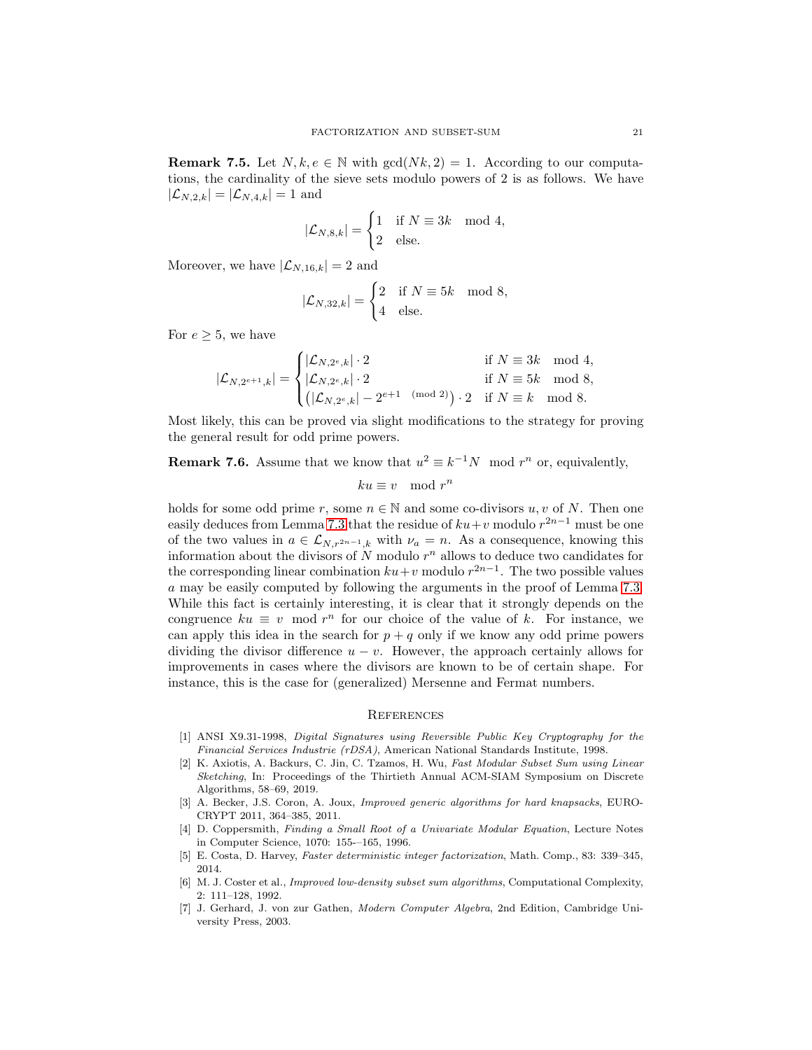**Remark 7.5.** Let $N, k, e \in \mathbb{N}$ with $\gcd(Nk, 2) = 1$. According to our computations, the cardinality of the sieve sets modulo powers of 2 is as follows. We have $|\mathcal{L}_{N,2,k}| = |\mathcal{L}_{N,4,k}| = 1$ and

$$|\mathcal{L}_{N,8,k}| = \begin{cases} 1 & \text{if } N \equiv 3k \mod 4, \\ 2 & \text{else.} \end{cases}$$

Moreover, we have $|\mathcal{L}_{N,16,k}| = 2$ and

$$|\mathcal{L}_{N,32,k}| = \begin{cases} 2 & \text{if } N \equiv 5k \mod 8, \\ 4 & \text{else.} \end{cases}$$

For $e \geq 5$, we have

$$|\mathcal{L}_{N,2^{e+1},k}| = \begin{cases} |\mathcal{L}_{N,2^e,k}| \cdot 2 & \text{if } N \equiv 3k \mod 4, \\ |\mathcal{L}_{N,2^e,k}| \cdot 2 & \text{if } N \equiv 5k \mod 8, \\ \left(|\mathcal{L}_{N,2^e,k}| - 2^{e+1 \pmod 2}\right) \cdot 2 & \text{if } N \equiv k \mod 8. \end{cases}$$

Most likely, this can be proved via slight modifications to the strategy for proving the general result for odd prime powers.

**Remark 7.6.** Assume that we know that $u^2 \equiv k^{-1}N \mod r^n$ or, equivalently,

$$ku \equiv v \mod r^n$$

holds for some odd prime $r$, some $n \in \mathbb{N}$ and some co-divisors $u, v$ of $N$. Then one easily deduces from Lemma 7.3 that the residue of $ku+v$ modulo $r^{2n-1}$ must be one of the two values in $a \in \mathcal{L}_{N,r^{2n-1},k}$ with $\nu_a = n$. As a consequence, knowing this information about the divisors of $N$ modulo $r^n$ allows to deduce two candidates for the corresponding linear combination $ku+v$ modulo $r^{2n-1}$. The two possible values $a$ may be easily computed by following the arguments in the proof of Lemma 7.3. While this fact is certainly interesting, it is clear that it strongly depends on the congruence $ku \equiv v \mod r^n$ for our choice of the value of $k$. For instance, we can apply this idea in the search for $p + q$ only if we know any odd prime powers dividing the divisor difference $u - v$. However, the approach certainly allows for improvements in cases where the divisors are known to be of certain shape. For instance, this is the case for (generalized) Mersenne and Fermat numbers.

## References

[1] ANSI X9.31-1998, *Digital Signatures using Reversible Public Key Cryptography for the Financial Services Industrie (rDSA)*, American National Standards Institute, 1998.

[2] K. Axiotis, A. Backurs, C. Jin, C. Tzamos, H. Wu, *Fast Modular Subset Sum using Linear Sketching*, In: Proceedings of the Thirtieth Annual ACM-SIAM Symposium on Discrete Algorithms, 58–69, 2019.

[3] A. Becker, J.S. Coron, A. Joux, *Improved generic algorithms for hard knapsacks*, EUROCRYPT 2011, 364–385, 2011.

[4] D. Coppersmith, *Finding a Small Root of a Univariate Modular Equation*, Lecture Notes in Computer Science, 1070: 155-–165, 1996.

[5] E. Costa, D. Harvey, *Faster deterministic integer factorization*, Math. Comp., 83: 339–345, 2014.

[6] M. J. Coster et al., *Improved low-density subset sum algorithms*, Computational Complexity, 2: 111–128, 1992.

[7] J. Gerhard, J. von zur Gathen, *Modern Computer Algebra*, 2nd Edition, Cambridge University Press, 2003.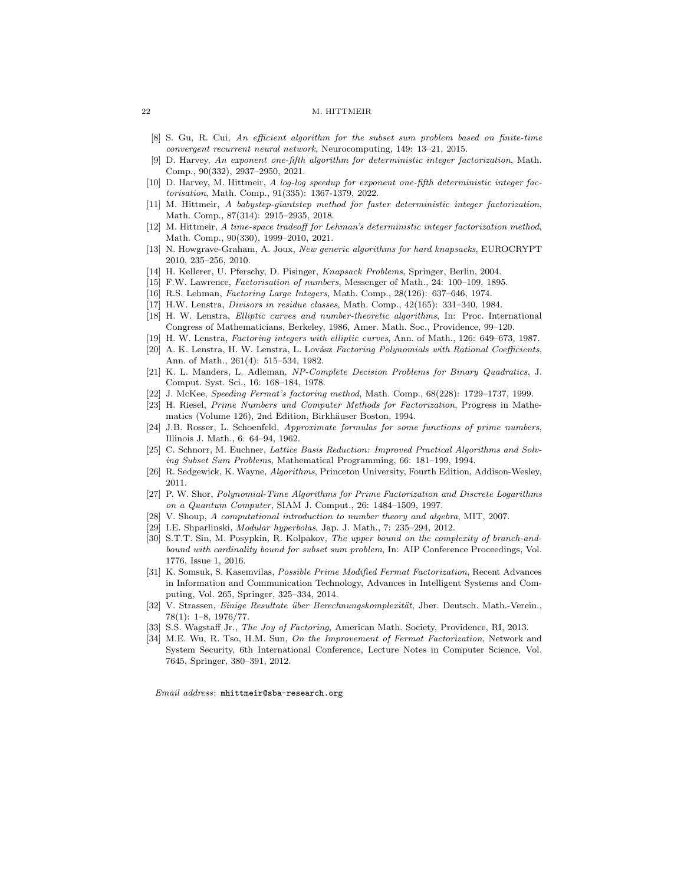[8] S. Gu, R. Cui, *An efficient algorithm for the subset sum problem based on finite-time convergent recurrent neural network*, Neurocomputing, 149: 13–21, 2015.

[9] D. Harvey, *An exponent one-fifth algorithm for deterministic integer factorization*, Math. Comp., 90(332), 2937–2950, 2021.

[10] D. Harvey, M. Hittmeir, *A log-log speedup for exponent one-fifth deterministic integer factorisation*, Math. Comp., 91(335): 1367-1379, 2022.

[11] M. Hittmeir, *A babystep-giantstep method for faster deterministic integer factorization*, Math. Comp., 87(314): 2915–2935, 2018.

[12] M. Hittmeir, *A time-space tradeoff for Lehman's deterministic integer factorization method*, Math. Comp., 90(330), 1999–2010, 2021.

[13] N. Howgrave-Graham, A. Joux, *New generic algorithms for hard knapsacks*, EUROCRYPT 2010, 235–256, 2010.

[14] H. Kellerer, U. Pferschy, D. Pisinger, *Knapsack Problems*, Springer, Berlin, 2004.

[15] F.W. Lawrence, *Factorisation of numbers*, Messenger of Math., 24: 100–109, 1895.

[16] R.S. Lehman, *Factoring Large Integers*, Math. Comp., 28(126): 637–646, 1974.

[17] H.W. Lenstra, *Divisors in residue classes*, Math. Comp., 42(165): 331–340, 1984.

[18] H. W. Lenstra, *Elliptic curves and number-theoretic algorithms*, In: Proc. International Congress of Mathematicians, Berkeley, 1986, Amer. Math. Soc., Providence, 99–120.

[19] H. W. Lenstra, *Factoring integers with elliptic curves*, Ann. of Math., 126: 649–673, 1987.

[20] A. K. Lenstra, H. W. Lenstra, L. Lovász *Factoring Polynomials with Rational Coefficients*, Ann. of Math., 261(4): 515–534, 1982.

[21] K. L. Manders, L. Adleman, *NP-Complete Decision Problems for Binary Quadratics*, J. Comput. Syst. Sci., 16: 168–184, 1978.

[22] J. McKee, *Speeding Fermat's factoring method*, Math. Comp., 68(228): 1729–1737, 1999.

[23] H. Riesel, *Prime Numbers and Computer Methods for Factorization*, Progress in Mathematics (Volume 126), 2nd Edition, Birkhäuser Boston, 1994.

[24] J.B. Rosser, L. Schoenfeld, *Approximate formulas for some functions of prime numbers*, Illinois J. Math., 6: 64–94, 1962.

[25] C. Schnorr, M. Euchner, *Lattice Basis Reduction: Improved Practical Algorithms and Solving Subset Sum Problems*, Mathematical Programming, 66: 181–199, 1994.

[26] R. Sedgewick, K. Wayne, *Algorithms*, Princeton University, Fourth Edition, Addison-Wesley, 2011.

[27] P. W. Shor, *Polynomial-Time Algorithms for Prime Factorization and Discrete Logarithms on a Quantum Computer*, SIAM J. Comput., 26: 1484–1509, 1997.

[28] V. Shoup, *A computational introduction to number theory and algebra*, MIT, 2007.

[29] I.E. Shparlinski, *Modular hyperbolas*, Jap. J. Math., 7: 235–294, 2012.

[30] S.T.T. Sin, M. Posypkin, R. Kolpakov, *The upper bound on the complexity of branch-and-bound with cardinality bound for subset sum problem*, In: AIP Conference Proceedings, Vol. 1776, Issue 1, 2016.

[31] K. Somsuk, S. Kasemvilas, *Possible Prime Modified Fermat Factorization*, Recent Advances in Information and Communication Technology, Advances in Intelligent Systems and Computing, Vol. 265, Springer, 325–334, 2014.

[32] V. Strassen, *Einige Resultate über Berechnungskomplexität*, Jber. Deutsch. Math.-Verein., 78(1): 1–8, 1976/77.

[33] S.S. Wagstaff Jr., *The Joy of Factoring*, American Math. Society, Providence, RI, 2013.

[34] M.E. Wu, R. Tso, H.M. Sun, *On the Improvement of Fermat Factorization*, Network and System Security, 6th International Conference, Lecture Notes in Computer Science, Vol. 7645, Springer, 380–391, 2012.

*Email address*: mhittmeir@sba-research.org